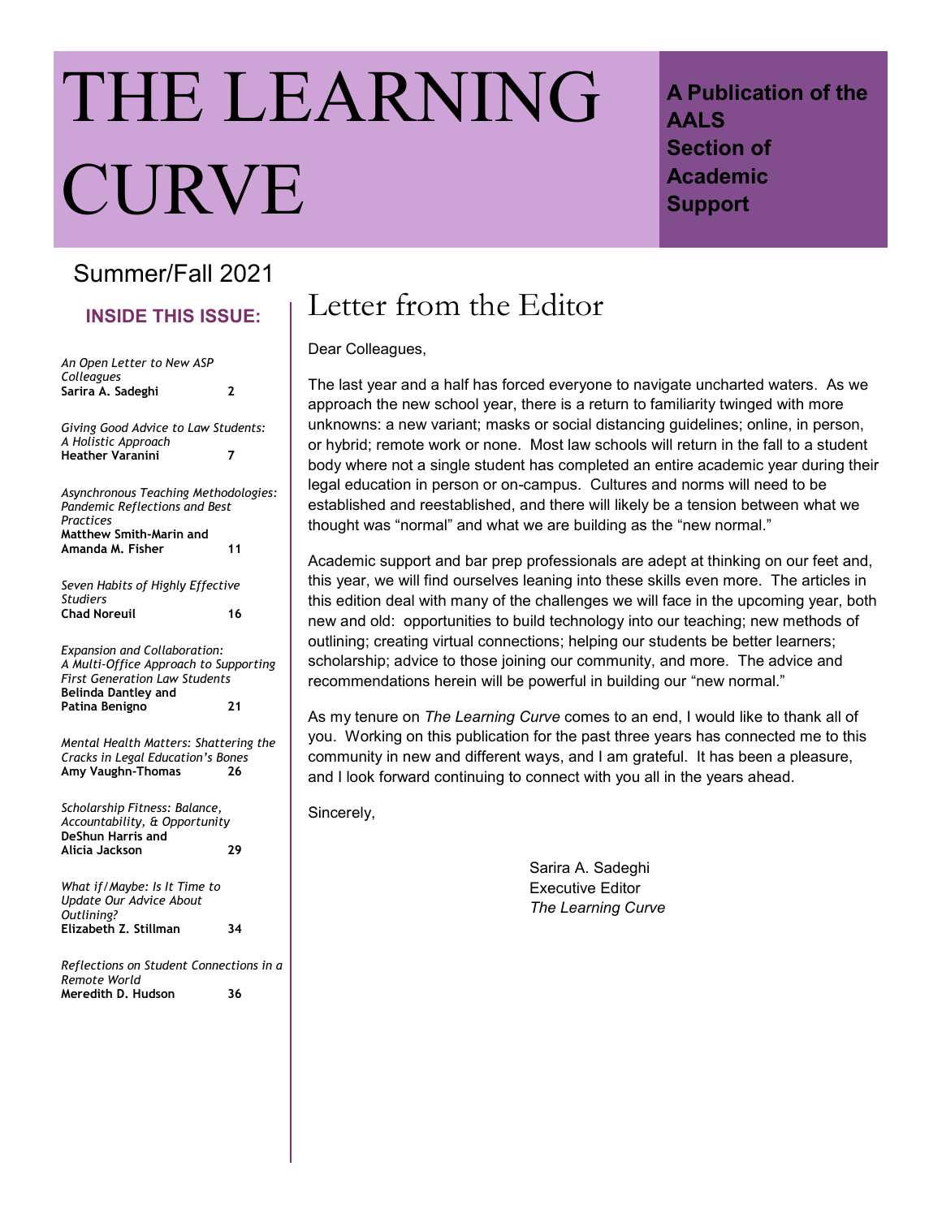# THE LEARNING CURVE

**A Publication of the AALS Section of Academic Support**

Summer/Fall 2021

## INSIDE THIS ISSUE:

*An Open Letter to New ASP Colleagues*
**Sarira A. Sadeghi** 2

*Giving Good Advice to Law Students: A Holistic Approach*
**Heather Varanini** 7

*Asynchronous Teaching Methodologies: Pandemic Reflections and Best Practices*
**Matthew Smith-Marin and Amanda M. Fisher** 11

*Seven Habits of Highly Effective Studiers*
**Chad Noreuil** 16

*Expansion and Collaboration: A Multi-Office Approach to Supporting First Generation Law Students*
**Belinda Dantley and Patina Benigno** 21

*Mental Health Matters: Shattering the Cracks in Legal Education's Bones*
**Amy Vaughn-Thomas** 26

*Scholarship Fitness: Balance, Accountability, & Opportunity*
**DeShun Harris and Alicia Jackson** 29

*What if/Maybe: Is It Time to Update Our Advice About Outlining?*
**Elizabeth Z. Stillman** 34

*Reflections on Student Connections in a Remote World*
**Meredith D. Hudson** 36

## Letter from the Editor

Dear Colleagues,

The last year and a half has forced everyone to navigate uncharted waters. As we approach the new school year, there is a return to familiarity twinged with more unknowns: a new variant; masks or social distancing guidelines; online, in person, or hybrid; remote work or none. Most law schools will return in the fall to a student body where not a single student has completed an entire academic year during their legal education in person or on-campus. Cultures and norms will need to be established and reestablished, and there will likely be a tension between what we thought was "normal" and what we are building as the "new normal."

Academic support and bar prep professionals are adept at thinking on our feet and, this year, we will find ourselves leaning into these skills even more. The articles in this edition deal with many of the challenges we will face in the upcoming year, both new and old: opportunities to build technology into our teaching; new methods of outlining; creating virtual connections; helping our students be better learners; scholarship; advice to those joining our community, and more. The advice and recommendations herein will be powerful in building our "new normal."

As my tenure on *The Learning Curve* comes to an end, I would like to thank all of you. Working on this publication for the past three years has connected me to this community in new and different ways, and I am grateful. It has been a pleasure, and I look forward continuing to connect with you all in the years ahead.

Sincerely,

Sarira A. Sadeghi
Executive Editor
*The Learning Curve*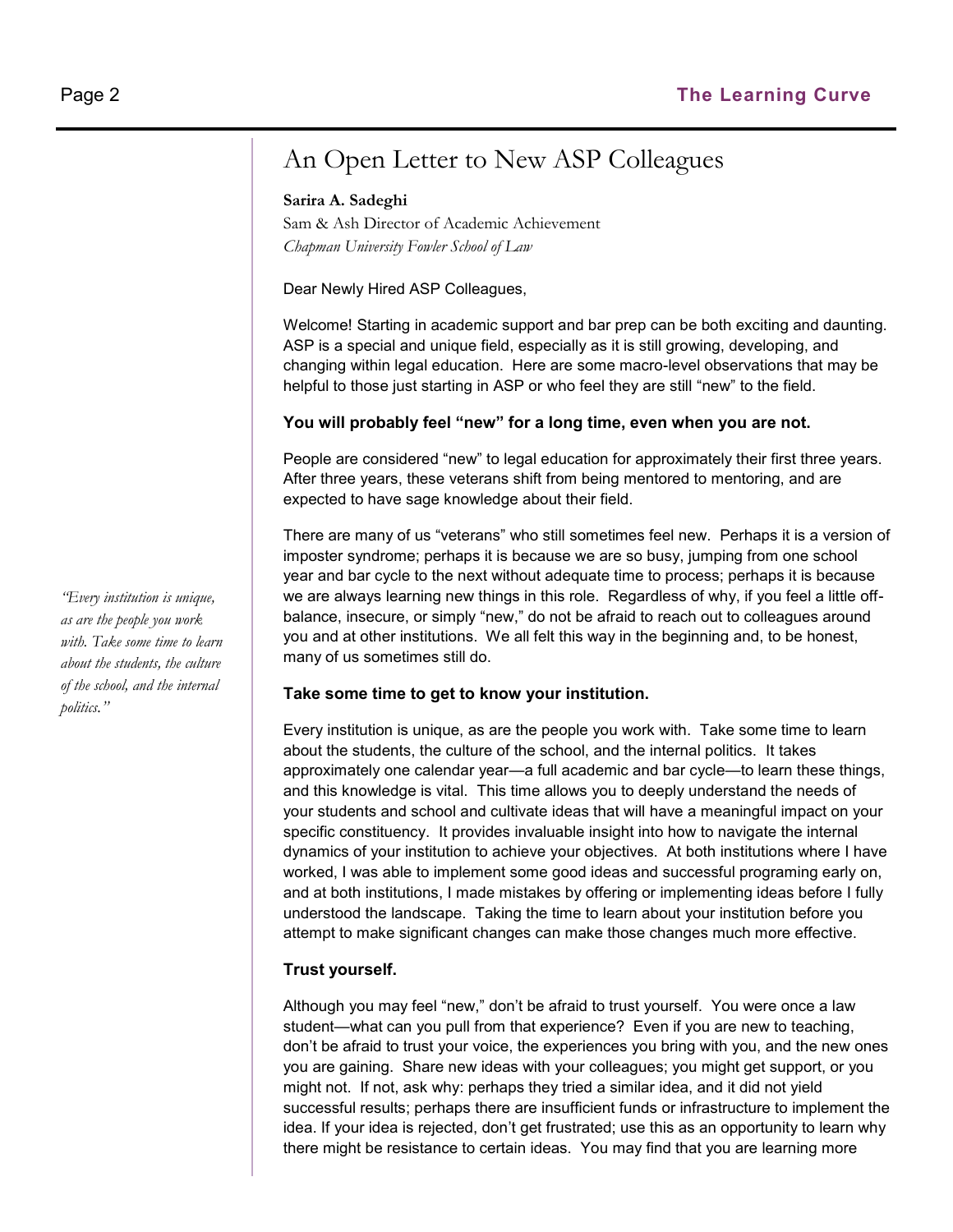# An Open Letter to New ASP Colleagues

**Sarira A. Sadeghi**
Sam & Ash Director of Academic Achievement
*Chapman University Fowler School of Law*

Dear Newly Hired ASP Colleagues,

Welcome! Starting in academic support and bar prep can be both exciting and daunting. ASP is a special and unique field, especially as it is still growing, developing, and changing within legal education. Here are some macro-level observations that may be helpful to those just starting in ASP or who feel they are still "new" to the field.

**You will probably feel "new" for a long time, even when you are not.**

People are considered "new" to legal education for approximately their first three years. After three years, these veterans shift from being mentored to mentoring, and are expected to have sage knowledge about their field.

There are many of us "veterans" who still sometimes feel new. Perhaps it is a version of imposter syndrome; perhaps it is because we are so busy, jumping from one school year and bar cycle to the next without adequate time to process; perhaps it is because we are always learning new things in this role. Regardless of why, if you feel a little off-balance, insecure, or simply "new," do not be afraid to reach out to colleagues around you and at other institutions. We all felt this way in the beginning and, to be honest, many of us sometimes still do.

*"Every institution is unique, as are the people you work with. Take some time to learn about the students, the culture of the school, and the internal politics."*

**Take some time to get to know your institution.**

Every institution is unique, as are the people you work with. Take some time to learn about the students, the culture of the school, and the internal politics. It takes approximately one calendar year—a full academic and bar cycle—to learn these things, and this knowledge is vital. This time allows you to deeply understand the needs of your students and school and cultivate ideas that will have a meaningful impact on your specific constituency. It provides invaluable insight into how to navigate the internal dynamics of your institution to achieve your objectives. At both institutions where I have worked, I was able to implement some good ideas and successful programing early on, and at both institutions, I made mistakes by offering or implementing ideas before I fully understood the landscape. Taking the time to learn about your institution before you attempt to make significant changes can make those changes much more effective.

**Trust yourself.**

Although you may feel "new," don't be afraid to trust yourself. You were once a law student—what can you pull from that experience? Even if you are new to teaching, don't be afraid to trust your voice, the experiences you bring with you, and the new ones you are gaining. Share new ideas with your colleagues; you might get support, or you might not. If not, ask why: perhaps they tried a similar idea, and it did not yield successful results; perhaps there are insufficient funds or infrastructure to implement the idea. If your idea is rejected, don't get frustrated; use this as an opportunity to learn why there might be resistance to certain ideas. You may find that you are learning more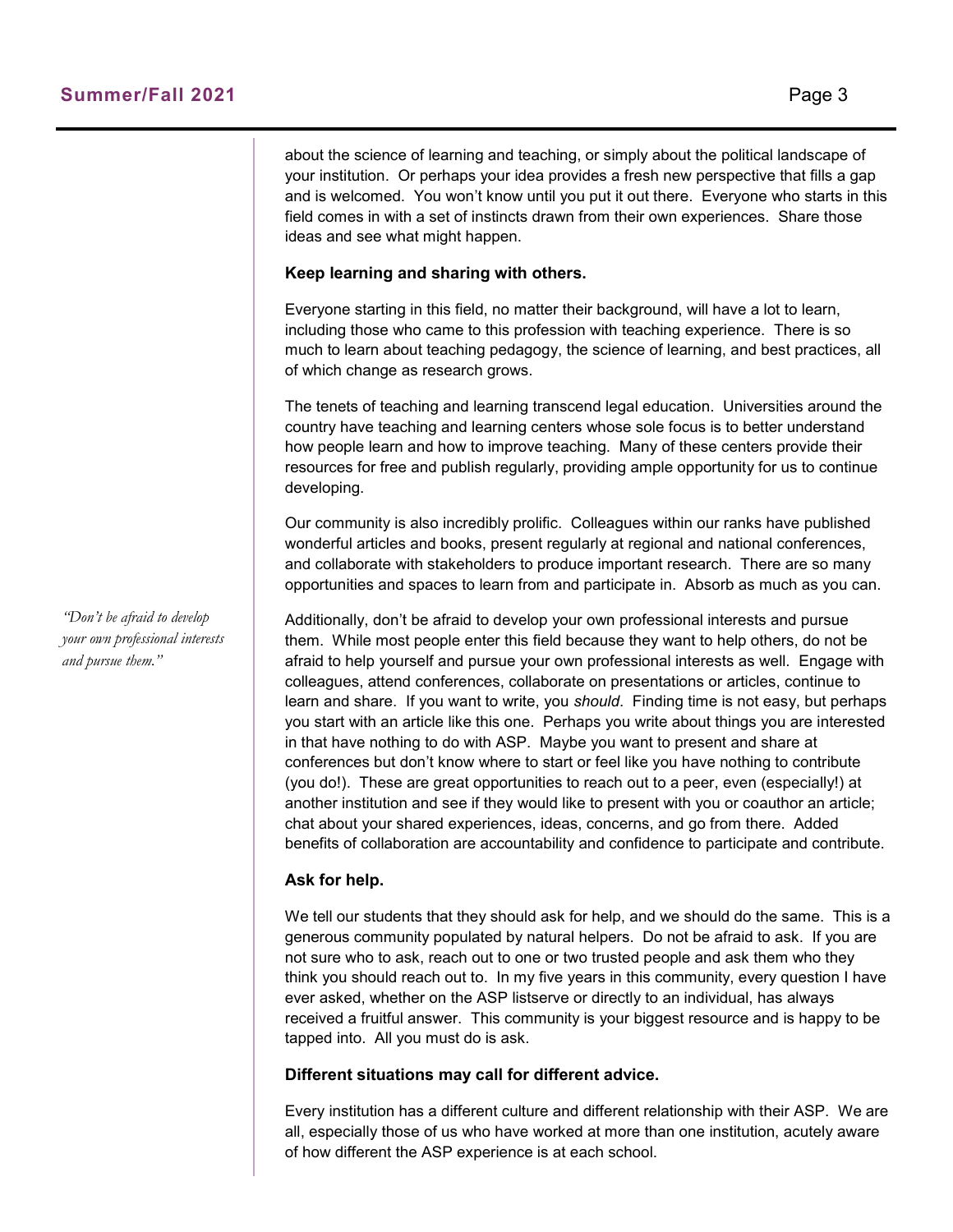about the science of learning and teaching, or simply about the political landscape of your institution. Or perhaps your idea provides a fresh new perspective that fills a gap and is welcomed. You won't know until you put it out there. Everyone who starts in this field comes in with a set of instincts drawn from their own experiences. Share those ideas and see what might happen.

**Keep learning and sharing with others.**

Everyone starting in this field, no matter their background, will have a lot to learn, including those who came to this profession with teaching experience. There is so much to learn about teaching pedagogy, the science of learning, and best practices, all of which change as research grows.

The tenets of teaching and learning transcend legal education. Universities around the country have teaching and learning centers whose sole focus is to better understand how people learn and how to improve teaching. Many of these centers provide their resources for free and publish regularly, providing ample opportunity for us to continue developing.

Our community is also incredibly prolific. Colleagues within our ranks have published wonderful articles and books, present regularly at regional and national conferences, and collaborate with stakeholders to produce important research. There are so many opportunities and spaces to learn from and participate in. Absorb as much as you can.

*"Don't be afraid to develop your own professional interests and pursue them."*

Additionally, don't be afraid to develop your own professional interests and pursue them. While most people enter this field because they want to help others, do not be afraid to help yourself and pursue your own professional interests as well. Engage with colleagues, attend conferences, collaborate on presentations or articles, continue to learn and share. If you want to write, you *should*. Finding time is not easy, but perhaps you start with an article like this one. Perhaps you write about things you are interested in that have nothing to do with ASP. Maybe you want to present and share at conferences but don't know where to start or feel like you have nothing to contribute (you do!). These are great opportunities to reach out to a peer, even (especially!) at another institution and see if they would like to present with you or coauthor an article; chat about your shared experiences, ideas, concerns, and go from there. Added benefits of collaboration are accountability and confidence to participate and contribute.

**Ask for help.**

We tell our students that they should ask for help, and we should do the same. This is a generous community populated by natural helpers. Do not be afraid to ask. If you are not sure who to ask, reach out to one or two trusted people and ask them who they think you should reach out to. In my five years in this community, every question I have ever asked, whether on the ASP listserve or directly to an individual, has always received a fruitful answer. This community is your biggest resource and is happy to be tapped into. All you must do is ask.

**Different situations may call for different advice.**

Every institution has a different culture and different relationship with their ASP. We are all, especially those of us who have worked at more than one institution, acutely aware of how different the ASP experience is at each school.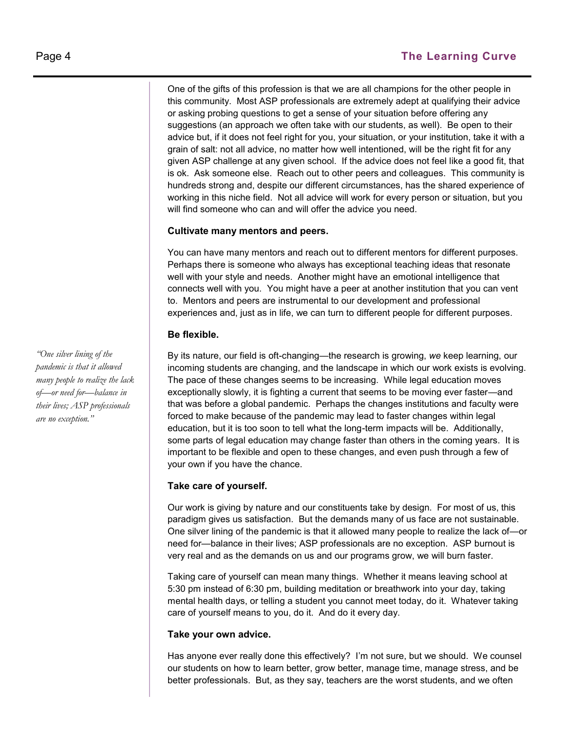One of the gifts of this profession is that we are all champions for the other people in this community. Most ASP professionals are extremely adept at qualifying their advice or asking probing questions to get a sense of your situation before offering any suggestions (an approach we often take with our students, as well). Be open to their advice but, if it does not feel right for you, your situation, or your institution, take it with a grain of salt: not all advice, no matter how well intentioned, will be the right fit for any given ASP challenge at any given school. If the advice does not feel like a good fit, that is ok. Ask someone else. Reach out to other peers and colleagues. This community is hundreds strong and, despite our different circumstances, has the shared experience of working in this niche field. Not all advice will work for every person or situation, but you will find someone who can and will offer the advice you need.

**Cultivate many mentors and peers.**

You can have many mentors and reach out to different mentors for different purposes. Perhaps there is someone who always has exceptional teaching ideas that resonate well with your style and needs. Another might have an emotional intelligence that connects well with you. You might have a peer at another institution that you can vent to. Mentors and peers are instrumental to our development and professional experiences and, just as in life, we can turn to different people for different purposes.

**Be flexible.**

By its nature, our field is oft-changing—the research is growing, *we* keep learning, our incoming students are changing, and the landscape in which our work exists is evolving. The pace of these changes seems to be increasing. While legal education moves exceptionally slowly, it is fighting a current that seems to be moving ever faster—and that was before a global pandemic. Perhaps the changes institutions and faculty were forced to make because of the pandemic may lead to faster changes within legal education, but it is too soon to tell what the long-term impacts will be. Additionally, some parts of legal education may change faster than others in the coming years. It is important to be flexible and open to these changes, and even push through a few of your own if you have the chance.

*"One silver lining of the pandemic is that it allowed many people to realize the lack of—or need for—balance in their lives; ASP professionals are no exception."*

**Take care of yourself.**

Our work is giving by nature and our constituents take by design. For most of us, this paradigm gives us satisfaction. But the demands many of us face are not sustainable. One silver lining of the pandemic is that it allowed many people to realize the lack of—or need for—balance in their lives; ASP professionals are no exception. ASP burnout is very real and as the demands on us and our programs grow, we will burn faster.

Taking care of yourself can mean many things. Whether it means leaving school at 5:30 pm instead of 6:30 pm, building meditation or breathwork into your day, taking mental health days, or telling a student you cannot meet today, do it. Whatever taking care of yourself means to you, do it. And do it every day.

**Take your own advice.**

Has anyone ever really done this effectively? I'm not sure, but we should. We counsel our students on how to learn better, grow better, manage time, manage stress, and be better professionals. But, as they say, teachers are the worst students, and we often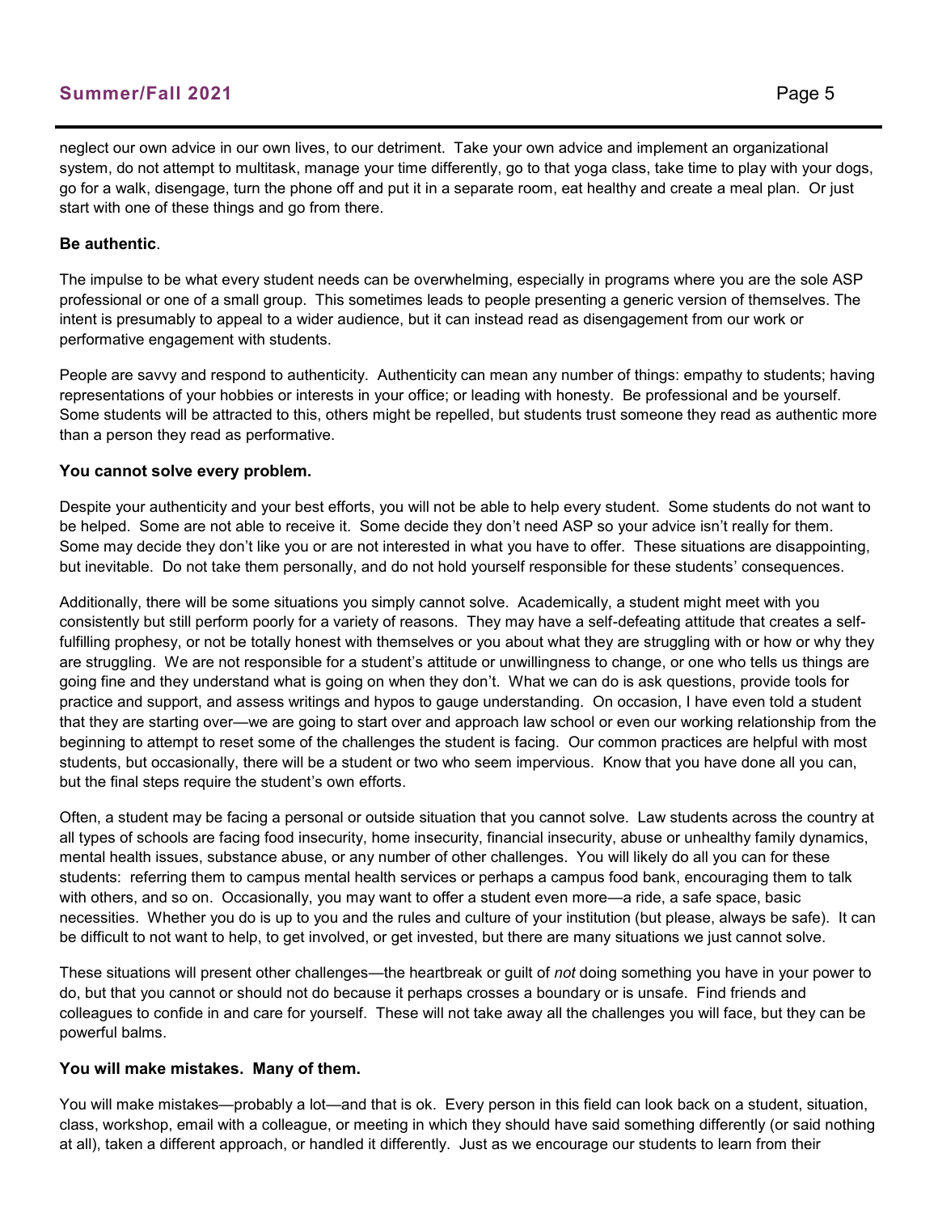neglect our own advice in our own lives, to our detriment. Take your own advice and implement an organizational system, do not attempt to multitask, manage your time differently, go to that yoga class, take time to play with your dogs, go for a walk, disengage, turn the phone off and put it in a separate room, eat healthy and create a meal plan. Or just start with one of these things and go from there.

**Be authentic**.

The impulse to be what every student needs can be overwhelming, especially in programs where you are the sole ASP professional or one of a small group. This sometimes leads to people presenting a generic version of themselves. The intent is presumably to appeal to a wider audience, but it can instead read as disengagement from our work or performative engagement with students.

People are savvy and respond to authenticity. Authenticity can mean any number of things: empathy to students; having representations of your hobbies or interests in your office; or leading with honesty. Be professional and be yourself. Some students will be attracted to this, others might be repelled, but students trust someone they read as authentic more than a person they read as performative.

**You cannot solve every problem.**

Despite your authenticity and your best efforts, you will not be able to help every student. Some students do not want to be helped. Some are not able to receive it. Some decide they don't need ASP so your advice isn't really for them. Some may decide they don't like you or are not interested in what you have to offer. These situations are disappointing, but inevitable. Do not take them personally, and do not hold yourself responsible for these students' consequences.

Additionally, there will be some situations you simply cannot solve. Academically, a student might meet with you consistently but still perform poorly for a variety of reasons. They may have a self-defeating attitude that creates a self-fulfilling prophesy, or not be totally honest with themselves or you about what they are struggling with or how or why they are struggling. We are not responsible for a student's attitude or unwillingness to change, or one who tells us things are going fine and they understand what is going on when they don't. What we can do is ask questions, provide tools for practice and support, and assess writings and hypos to gauge understanding. On occasion, I have even told a student that they are starting over—we are going to start over and approach law school or even our working relationship from the beginning to attempt to reset some of the challenges the student is facing. Our common practices are helpful with most students, but occasionally, there will be a student or two who seem impervious. Know that you have done all you can, but the final steps require the student's own efforts.

Often, a student may be facing a personal or outside situation that you cannot solve. Law students across the country at all types of schools are facing food insecurity, home insecurity, financial insecurity, abuse or unhealthy family dynamics, mental health issues, substance abuse, or any number of other challenges. You will likely do all you can for these students: referring them to campus mental health services or perhaps a campus food bank, encouraging them to talk with others, and so on. Occasionally, you may want to offer a student even more—a ride, a safe space, basic necessities. Whether you do is up to you and the rules and culture of your institution (but please, always be safe). It can be difficult to not want to help, to get involved, or get invested, but there are many situations we just cannot solve.

These situations will present other challenges—the heartbreak or guilt of *not* doing something you have in your power to do, but that you cannot or should not do because it perhaps crosses a boundary or is unsafe. Find friends and colleagues to confide in and care for yourself. These will not take away all the challenges you will face, but they can be powerful balms.

**You will make mistakes. Many of them.**

You will make mistakes—probably a lot—and that is ok. Every person in this field can look back on a student, situation, class, workshop, email with a colleague, or meeting in which they should have said something differently (or said nothing at all), taken a different approach, or handled it differently. Just as we encourage our students to learn from their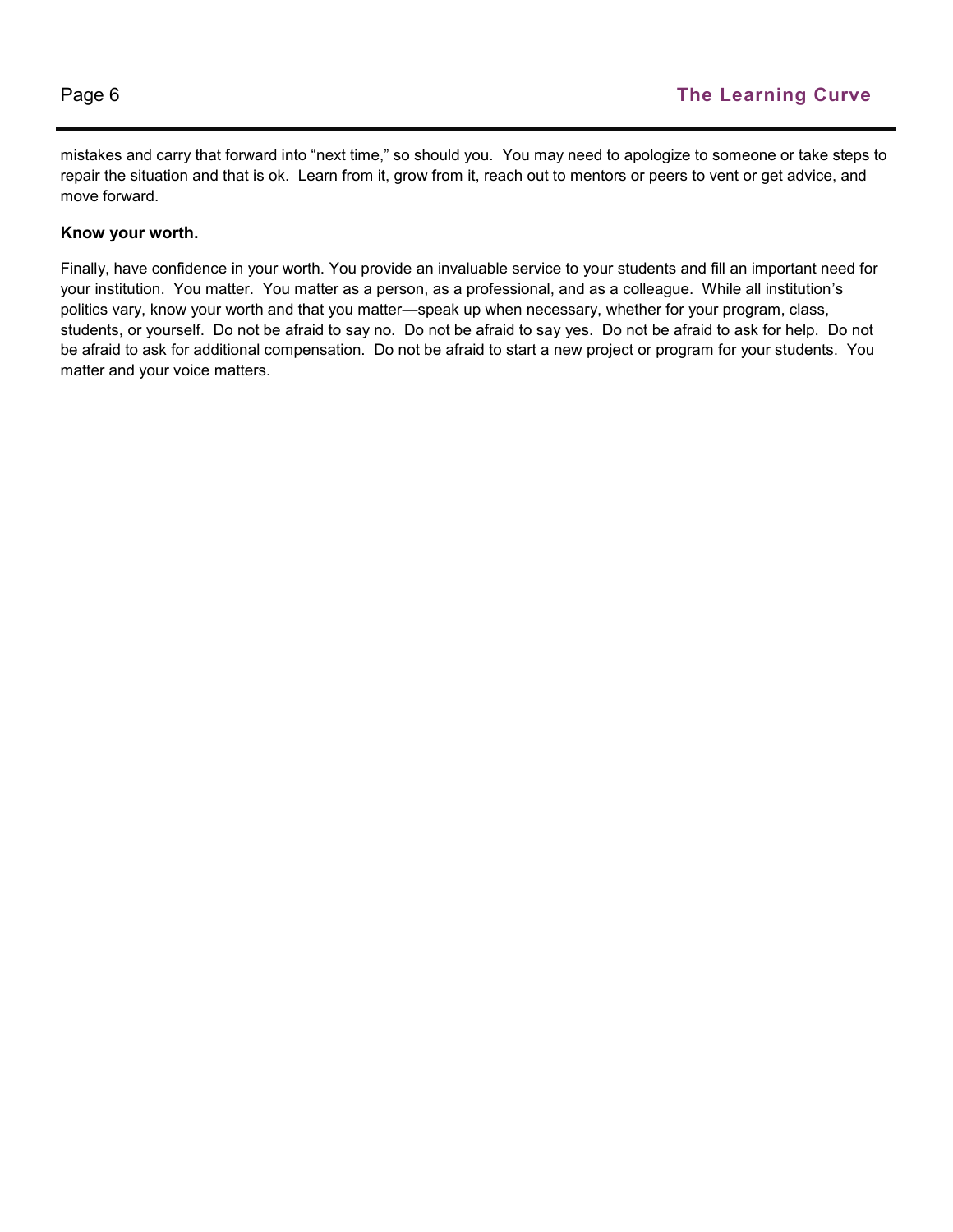mistakes and carry that forward into "next time," so should you.  You may need to apologize to someone or take steps to repair the situation and that is ok.  Learn from it, grow from it, reach out to mentors or peers to vent or get advice, and move forward.

**Know your worth.**

Finally, have confidence in your worth. You provide an invaluable service to your students and fill an important need for your institution.  You matter.  You matter as a person, as a professional, and as a colleague.  While all institution's politics vary, know your worth and that you matter—speak up when necessary, whether for your program, class, students, or yourself.  Do not be afraid to say no.  Do not be afraid to say yes.  Do not be afraid to ask for help.  Do not be afraid to ask for additional compensation.  Do not be afraid to start a new project or program for your students.  You matter and your voice matters.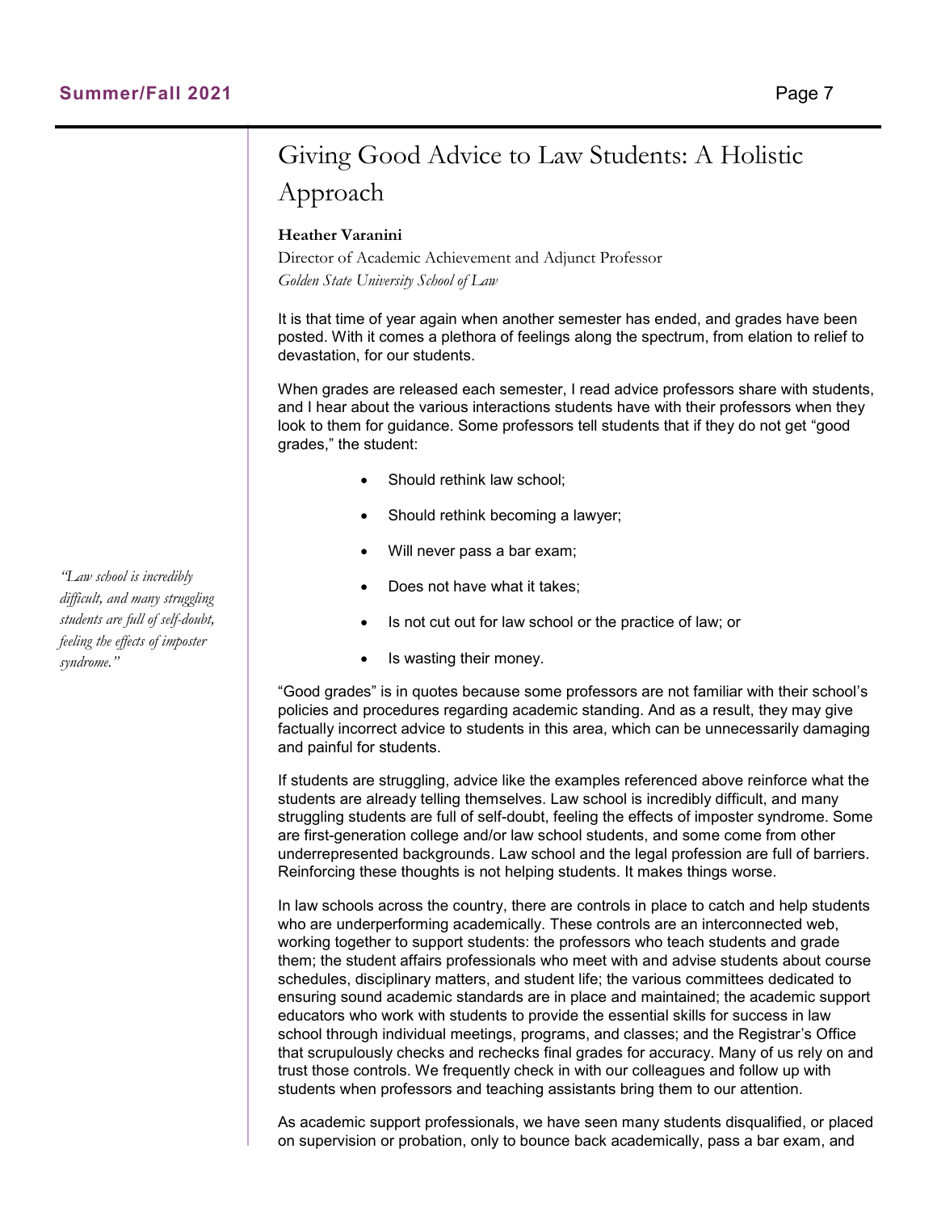# Giving Good Advice to Law Students: A Holistic Approach

**Heather Varanini**

Director of Academic Achievement and Adjunct Professor

*Golden State University School of Law*

It is that time of year again when another semester has ended, and grades have been posted. With it comes a plethora of feelings along the spectrum, from elation to relief to devastation, for our students.

When grades are released each semester, I read advice professors share with students, and I hear about the various interactions students have with their professors when they look to them for guidance. Some professors tell students that if they do not get "good grades," the student:

- Should rethink law school;
- Should rethink becoming a lawyer;
- Will never pass a bar exam;
- Does not have what it takes;
- Is not cut out for law school or the practice of law; or
- Is wasting their money.

"Good grades" is in quotes because some professors are not familiar with their school's policies and procedures regarding academic standing. And as a result, they may give factually incorrect advice to students in this area, which can be unnecessarily damaging and painful for students.

If students are struggling, advice like the examples referenced above reinforce what the students are already telling themselves. Law school is incredibly difficult, and many struggling students are full of self-doubt, feeling the effects of imposter syndrome. Some are first-generation college and/or law school students, and some come from other underrepresented backgrounds. Law school and the legal profession are full of barriers. Reinforcing these thoughts is not helping students. It makes things worse.

*"Law school is incredibly difficult, and many struggling students are full of self-doubt, feeling the effects of imposter syndrome."*

In law schools across the country, there are controls in place to catch and help students who are underperforming academically. These controls are an interconnected web, working together to support students: the professors who teach students and grade them; the student affairs professionals who meet with and advise students about course schedules, disciplinary matters, and student life; the various committees dedicated to ensuring sound academic standards are in place and maintained; the academic support educators who work with students to provide the essential skills for success in law school through individual meetings, programs, and classes; and the Registrar's Office that scrupulously checks and rechecks final grades for accuracy. Many of us rely on and trust those controls. We frequently check in with our colleagues and follow up with students when professors and teaching assistants bring them to our attention.

As academic support professionals, we have seen many students disqualified, or placed on supervision or probation, only to bounce back academically, pass a bar exam, and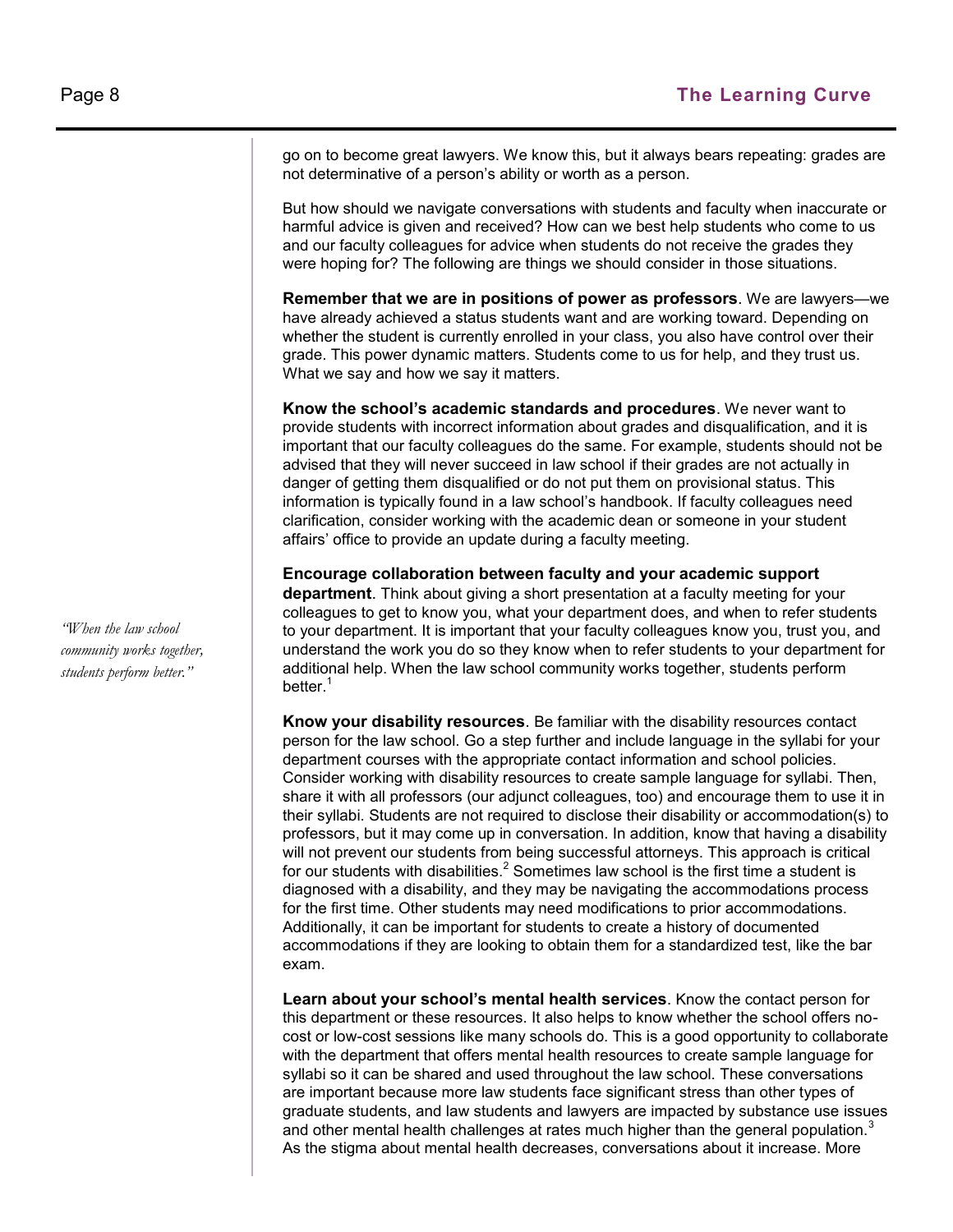go on to become great lawyers. We know this, but it always bears repeating: grades are not determinative of a person's ability or worth as a person.

But how should we navigate conversations with students and faculty when inaccurate or harmful advice is given and received? How can we best help students who come to us and our faculty colleagues for advice when students do not receive the grades they were hoping for? The following are things we should consider in those situations.

**Remember that we are in positions of power as professors**. We are lawyers—we have already achieved a status students want and are working toward. Depending on whether the student is currently enrolled in your class, you also have control over their grade. This power dynamic matters. Students come to us for help, and they trust us. What we say and how we say it matters.

**Know the school's academic standards and procedures**. We never want to provide students with incorrect information about grades and disqualification, and it is important that our faculty colleagues do the same. For example, students should not be advised that they will never succeed in law school if their grades are not actually in danger of getting them disqualified or do not put them on provisional status. This information is typically found in a law school's handbook. If faculty colleagues need clarification, consider working with the academic dean or someone in your student affairs' office to provide an update during a faculty meeting.

**Encourage collaboration between faculty and your academic support department**. Think about giving a short presentation at a faculty meeting for your colleagues to get to know you, what your department does, and when to refer students to your department. It is important that your faculty colleagues know you, trust you, and understand the work you do so they know when to refer students to your department for additional help. When the law school community works together, students perform better.[1]

*"When the law school community works together, students perform better."*

**Know your disability resources**. Be familiar with the disability resources contact person for the law school. Go a step further and include language in the syllabi for your department courses with the appropriate contact information and school policies. Consider working with disability resources to create sample language for syllabi. Then, share it with all professors (our adjunct colleagues, too) and encourage them to use it in their syllabi. Students are not required to disclose their disability or accommodation(s) to professors, but it may come up in conversation. In addition, know that having a disability will not prevent our students from being successful attorneys. This approach is critical for our students with disabilities.[2] Sometimes law school is the first time a student is diagnosed with a disability, and they may be navigating the accommodations process for the first time. Other students may need modifications to prior accommodations. Additionally, it can be important for students to create a history of documented accommodations if they are looking to obtain them for a standardized test, like the bar exam.

**Learn about your school's mental health services**. Know the contact person for this department or these resources. It also helps to know whether the school offers no-cost or low-cost sessions like many schools do. This is a good opportunity to collaborate with the department that offers mental health resources to create sample language for syllabi so it can be shared and used throughout the law school. These conversations are important because more law students face significant stress than other types of graduate students, and law students and lawyers are impacted by substance use issues and other mental health challenges at rates much higher than the general population.[3] As the stigma about mental health decreases, conversations about it increase. More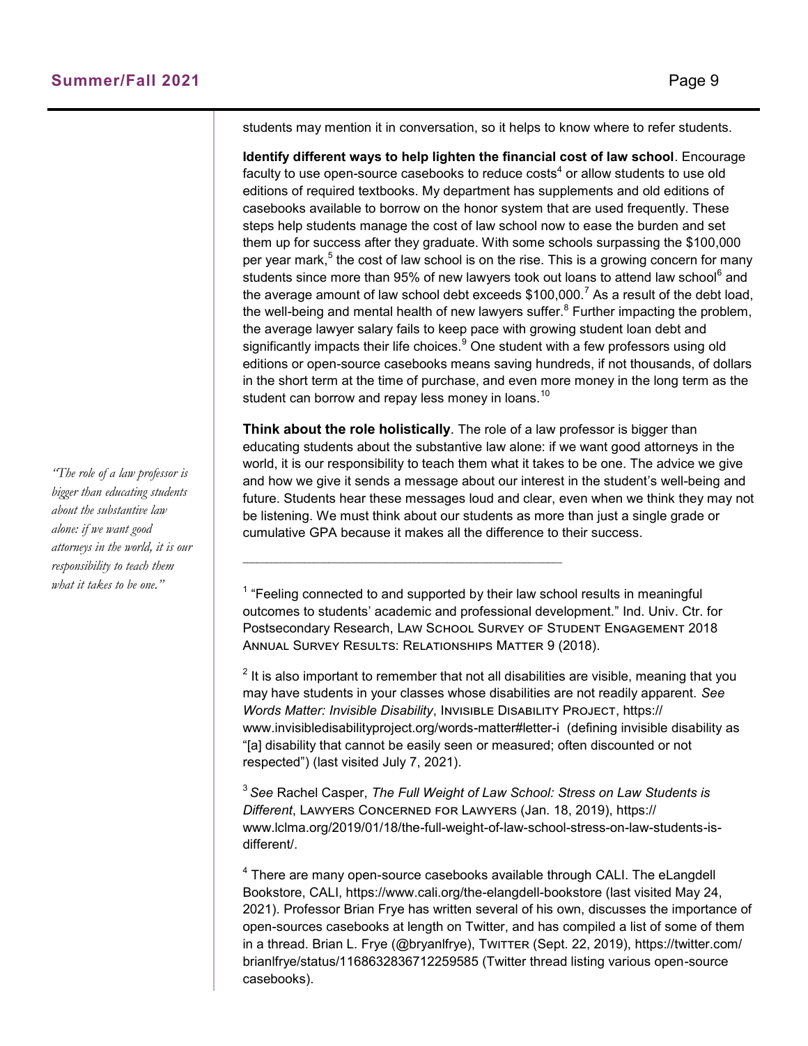students may mention it in conversation, so it helps to know where to refer students.

**Identify different ways to help lighten the financial cost of law school**. Encourage faculty to use open-source casebooks to reduce costs[4] or allow students to use old editions of required textbooks. My department has supplements and old editions of casebooks available to borrow on the honor system that are used frequently. These steps help students manage the cost of law school now to ease the burden and set them up for success after they graduate. With some schools surpassing the $100,000 per year mark,[5] the cost of law school is on the rise. This is a growing concern for many students since more than 95% of new lawyers took out loans to attend law school[6] and the average amount of law school debt exceeds $100,000.[7] As a result of the debt load, the well-being and mental health of new lawyers suffer.[8] Further impacting the problem, the average lawyer salary fails to keep pace with growing student loan debt and significantly impacts their life choices.[9] One student with a few professors using old editions or open-source casebooks means saving hundreds, if not thousands, of dollars in the short term at the time of purchase, and even more money in the long term as the student can borrow and repay less money in loans.[10]

**Think about the role holistically**. The role of a law professor is bigger than educating students about the substantive law alone: if we want good attorneys in the world, it is our responsibility to teach them what it takes to be one. The advice we give and how we give it sends a message about our interest in the student's well-being and future. Students hear these messages loud and clear, even when we think they may not be listening. We must think about our students as more than just a single grade or cumulative GPA because it makes all the difference to their success.

*"The role of a law professor is bigger than educating students about the substantive law alone: if we want good attorneys in the world, it is our responsibility to teach them what it takes to be one."*

---

[1] "Feeling connected to and supported by their law school results in meaningful outcomes to students' academic and professional development." Ind. Univ. Ctr. for Postsecondary Research, Law School Survey of Student Engagement 2018 Annual Survey Results: Relationships Matter 9 (2018).

[2] It is also important to remember that not all disabilities are visible, meaning that you may have students in your classes whose disabilities are not readily apparent. *See Words Matter: Invisible Disability*, Invisible Disability Project, https://www.invisibledisabilityproject.org/words-matter#letter-i (defining invisible disability as "[a] disability that cannot be easily seen or measured; often discounted or not respected") (last visited July 7, 2021).

[3] *See* Rachel Casper, *The Full Weight of Law School: Stress on Law Students is Different*, Lawyers Concerned for Lawyers (Jan. 18, 2019), https://www.lclma.org/2019/01/18/the-full-weight-of-law-school-stress-on-law-students-is-different/.

[4] There are many open-source casebooks available through CALI. The eLangdell Bookstore, CALI, https://www.cali.org/the-elangdell-bookstore (last visited May 24, 2021). Professor Brian Frye has written several of his own, discusses the importance of open-sources casebooks at length on Twitter, and has compiled a list of some of them in a thread. Brian L. Frye (@bryanlfrye), Twitter (Sept. 22, 2019), https://twitter.com/brianlfrye/status/1168632836712259585 (Twitter thread listing various open-source casebooks).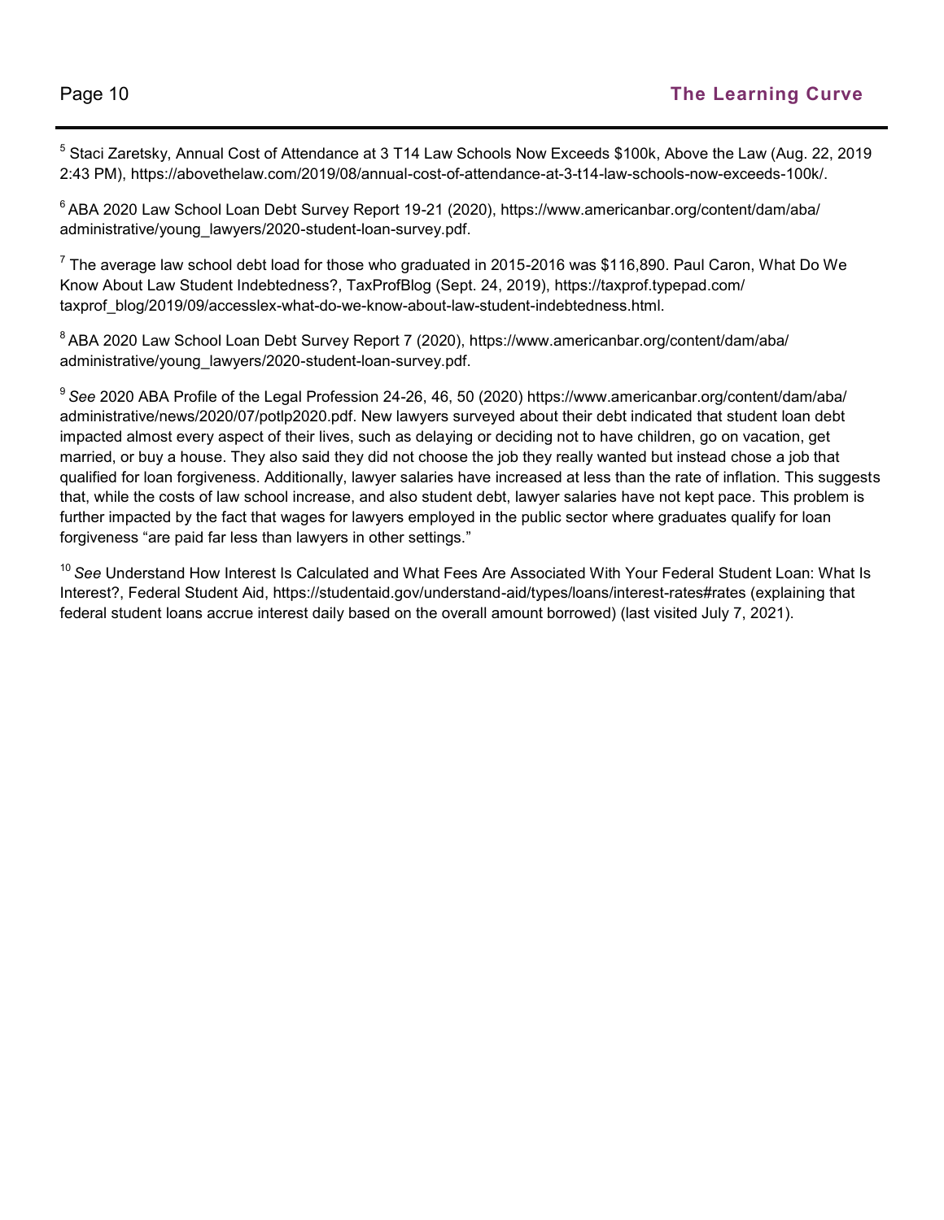[5] Staci Zaretsky, Annual Cost of Attendance at 3 T14 Law Schools Now Exceeds $100k, Above the Law (Aug. 22, 2019 2:43 PM), https://abovethelaw.com/2019/08/annual-cost-of-attendance-at-3-t14-law-schools-now-exceeds-100k/.

[6] ABA 2020 Law School Loan Debt Survey Report 19-21 (2020), https://www.americanbar.org/content/dam/aba/administrative/young_lawyers/2020-student-loan-survey.pdf.

[7] The average law school debt load for those who graduated in 2015-2016 was $116,890. Paul Caron, What Do We Know About Law Student Indebtedness?, TaxProfBlog (Sept. 24, 2019), https://taxprof.typepad.com/taxprof_blog/2019/09/accesslex-what-do-we-know-about-law-student-indebtedness.html.

[8] ABA 2020 Law School Loan Debt Survey Report 7 (2020), https://www.americanbar.org/content/dam/aba/administrative/young_lawyers/2020-student-loan-survey.pdf.

[9] *See* 2020 ABA Profile of the Legal Profession 24-26, 46, 50 (2020) https://www.americanbar.org/content/dam/aba/administrative/news/2020/07/potlp2020.pdf. New lawyers surveyed about their debt indicated that student loan debt impacted almost every aspect of their lives, such as delaying or deciding not to have children, go on vacation, get married, or buy a house. They also said they did not choose the job they really wanted but instead chose a job that qualified for loan forgiveness. Additionally, lawyer salaries have increased at less than the rate of inflation. This suggests that, while the costs of law school increase, and also student debt, lawyer salaries have not kept pace. This problem is further impacted by the fact that wages for lawyers employed in the public sector where graduates qualify for loan forgiveness "are paid far less than lawyers in other settings."

[10] *See* Understand How Interest Is Calculated and What Fees Are Associated With Your Federal Student Loan: What Is Interest?, Federal Student Aid, https://studentaid.gov/understand-aid/types/loans/interest-rates#rates (explaining that federal student loans accrue interest daily based on the overall amount borrowed) (last visited July 7, 2021).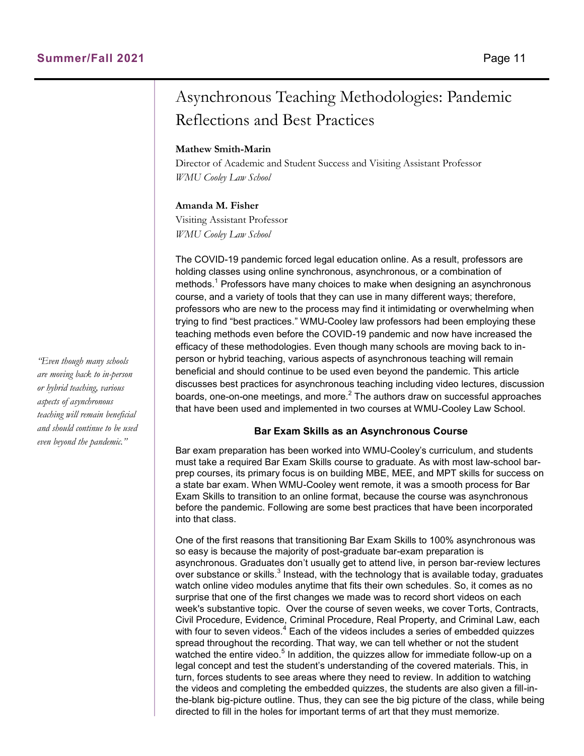# Asynchronous Teaching Methodologies: Pandemic Reflections and Best Practices

**Mathew Smith-Marin**
Director of Academic and Student Success and Visiting Assistant Professor
*WMU Cooley Law School*

**Amanda M. Fisher**
Visiting Assistant Professor
*WMU Cooley Law School*

The COVID-19 pandemic forced legal education online. As a result, professors are holding classes using online synchronous, asynchronous, or a combination of methods.[1] Professors have many choices to make when designing an asynchronous course, and a variety of tools that they can use in many different ways; therefore, professors who are new to the process may find it intimidating or overwhelming when trying to find "best practices." WMU-Cooley law professors had been employing these teaching methods even before the COVID-19 pandemic and now have increased the efficacy of these methodologies. Even though many schools are moving back to in-person or hybrid teaching, various aspects of asynchronous teaching will remain beneficial and should continue to be used even beyond the pandemic. This article discusses best practices for asynchronous teaching including video lectures, discussion boards, one-on-one meetings, and more.[2] The authors draw on successful approaches that have been used and implemented in two courses at WMU-Cooley Law School.

*"Even though many schools are moving back to in-person or hybrid teaching, various aspects of asynchronous teaching will remain beneficial and should continue to be used even beyond the pandemic."*

### Bar Exam Skills as an Asynchronous Course

Bar exam preparation has been worked into WMU-Cooley's curriculum, and students must take a required Bar Exam Skills course to graduate. As with most law-school bar-prep courses, its primary focus is on building MBE, MEE, and MPT skills for success on a state bar exam. When WMU-Cooley went remote, it was a smooth process for Bar Exam Skills to transition to an online format, because the course was asynchronous before the pandemic. Following are some best practices that have been incorporated into that class.

One of the first reasons that transitioning Bar Exam Skills to 100% asynchronous was so easy is because the majority of post-graduate bar-exam preparation is asynchronous. Graduates don't usually get to attend live, in person bar-review lectures over substance or skills.[3] Instead, with the technology that is available today, graduates watch online video modules anytime that fits their own schedules. So, it comes as no surprise that one of the first changes we made was to record short videos on each week's substantive topic. Over the course of seven weeks, we cover Torts, Contracts, Civil Procedure, Evidence, Criminal Procedure, Real Property, and Criminal Law, each with four to seven videos.[4] Each of the videos includes a series of embedded quizzes spread throughout the recording. That way, we can tell whether or not the student watched the entire video.[5] In addition, the quizzes allow for immediate follow-up on a legal concept and test the student's understanding of the covered materials. This, in turn, forces students to see areas where they need to review. In addition to watching the videos and completing the embedded quizzes, the students are also given a fill-in-the-blank big-picture outline. Thus, they can see the big picture of the class, while being directed to fill in the holes for important terms of art that they must memorize.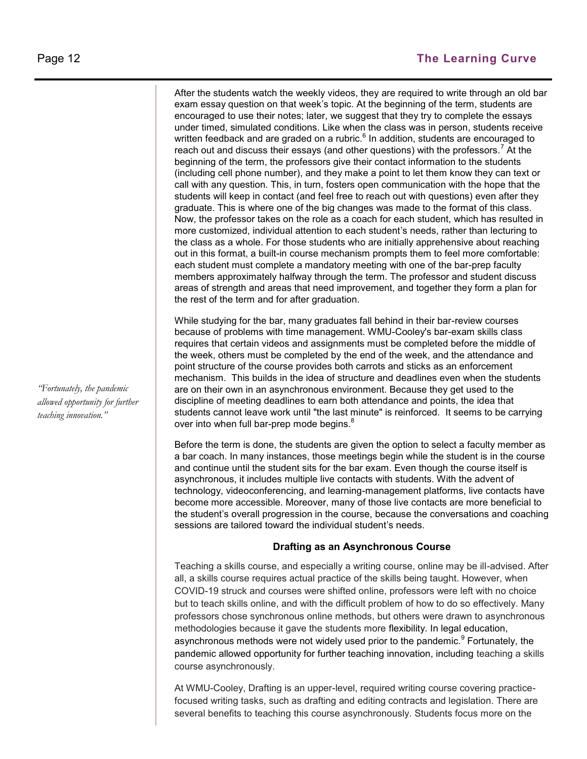After the students watch the weekly videos, they are required to write through an old bar exam essay question on that week's topic. At the beginning of the term, students are encouraged to use their notes; later, we suggest that they try to complete the essays under timed, simulated conditions. Like when the class was in person, students receive written feedback and are graded on a rubric.[6] In addition, students are encouraged to reach out and discuss their essays (and other questions) with the professors.[7] At the beginning of the term, the professors give their contact information to the students (including cell phone number), and they make a point to let them know they can text or call with any question. This, in turn, fosters open communication with the hope that the students will keep in contact (and feel free to reach out with questions) even after they graduate. This is where one of the big changes was made to the format of this class. Now, the professor takes on the role as a coach for each student, which has resulted in more customized, individual attention to each student's needs, rather than lecturing to the class as a whole. For those students who are initially apprehensive about reaching out in this format, a built-in course mechanism prompts them to feel more comfortable: each student must complete a mandatory meeting with one of the bar-prep faculty members approximately halfway through the term. The professor and student discuss areas of strength and areas that need improvement, and together they form a plan for the rest of the term and for after graduation.

While studying for the bar, many graduates fall behind in their bar-review courses because of problems with time management. WMU-Cooley's bar-exam skills class requires that certain videos and assignments must be completed before the middle of the week, others must be completed by the end of the week, and the attendance and point structure of the course provides both carrots and sticks as an enforcement mechanism. This builds in the idea of structure and deadlines even when the students are on their own in an asynchronous environment. Because they get used to the discipline of meeting deadlines to earn both attendance and points, the idea that students cannot leave work until "the last minute" is reinforced. It seems to be carrying over into when full bar-prep mode begins.[8]

*"Fortunately, the pandemic allowed opportunity for further teaching innovation."*

Before the term is done, the students are given the option to select a faculty member as a bar coach. In many instances, those meetings begin while the student is in the course and continue until the student sits for the bar exam. Even though the course itself is asynchronous, it includes multiple live contacts with students. With the advent of technology, videoconferencing, and learning-management platforms, live contacts have become more accessible. Moreover, many of those live contacts are more beneficial to the student's overall progression in the course, because the conversations and coaching sessions are tailored toward the individual student's needs.

### Drafting as an Asynchronous Course

Teaching a skills course, and especially a writing course, online may be ill-advised. After all, a skills course requires actual practice of the skills being taught. However, when COVID-19 struck and courses were shifted online, professors were left with no choice but to teach skills online, and with the difficult problem of how to do so effectively. Many professors chose synchronous online methods, but others were drawn to asynchronous methodologies because it gave the students more flexibility. In legal education, asynchronous methods were not widely used prior to the pandemic.[9] Fortunately, the pandemic allowed opportunity for further teaching innovation, including teaching a skills course asynchronously.

At WMU-Cooley, Drafting is an upper-level, required writing course covering practice-focused writing tasks, such as drafting and editing contracts and legislation. There are several benefits to teaching this course asynchronously. Students focus more on the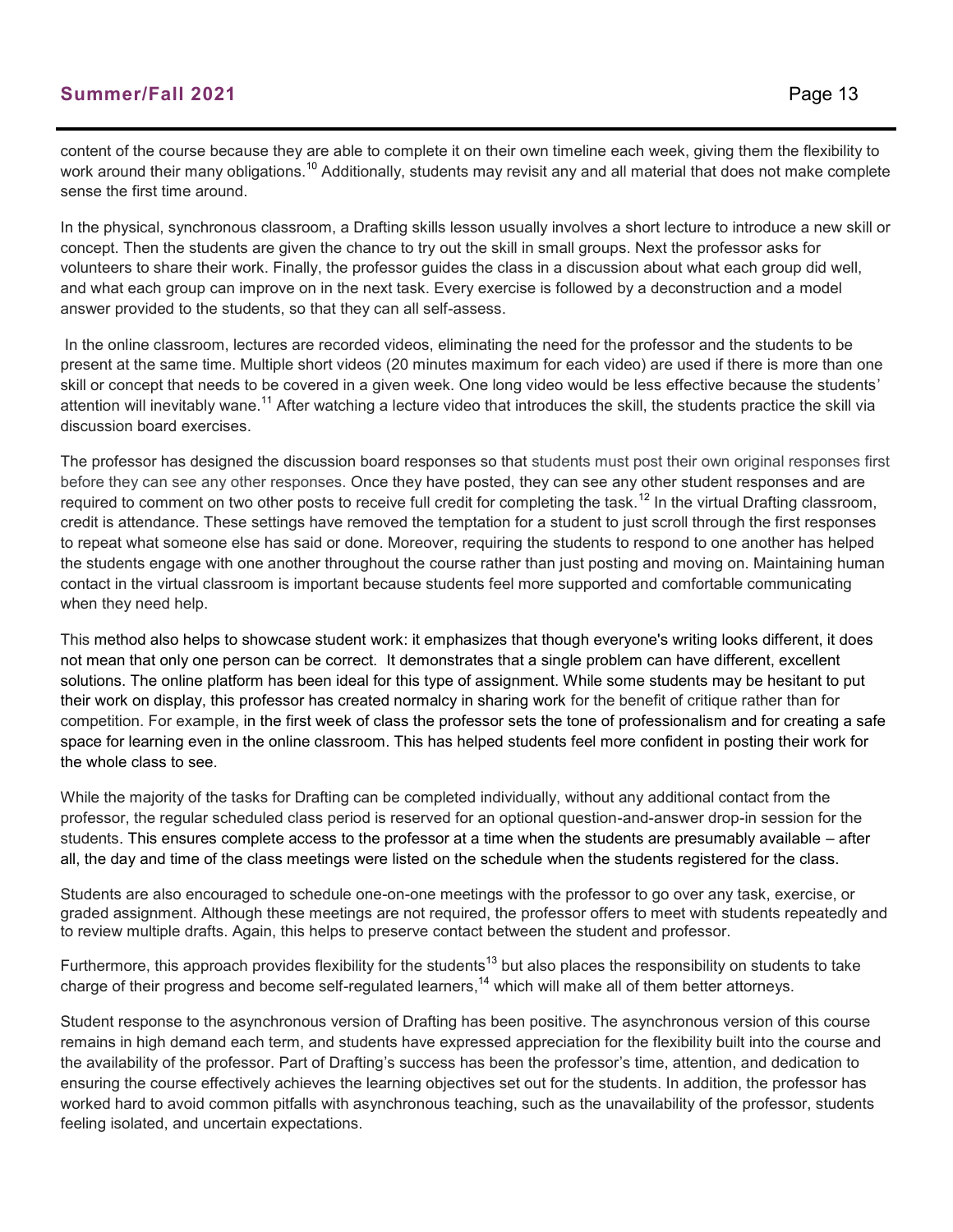content of the course because they are able to complete it on their own timeline each week, giving them the flexibility to work around their many obligations.[10] Additionally, students may revisit any and all material that does not make complete sense the first time around.

In the physical, synchronous classroom, a Drafting skills lesson usually involves a short lecture to introduce a new skill or concept. Then the students are given the chance to try out the skill in small groups. Next the professor asks for volunteers to share their work. Finally, the professor guides the class in a discussion about what each group did well, and what each group can improve on in the next task. Every exercise is followed by a deconstruction and a model answer provided to the students, so that they can all self-assess.

In the online classroom, lectures are recorded videos, eliminating the need for the professor and the students to be present at the same time. Multiple short videos (20 minutes maximum for each video) are used if there is more than one skill or concept that needs to be covered in a given week. One long video would be less effective because the students' attention will inevitably wane.[11] After watching a lecture video that introduces the skill, the students practice the skill via discussion board exercises.

The professor has designed the discussion board responses so that students must post their own original responses first before they can see any other responses. Once they have posted, they can see any other student responses and are required to comment on two other posts to receive full credit for completing the task.[12] In the virtual Drafting classroom, credit is attendance. These settings have removed the temptation for a student to just scroll through the first responses to repeat what someone else has said or done. Moreover, requiring the students to respond to one another has helped the students engage with one another throughout the course rather than just posting and moving on. Maintaining human contact in the virtual classroom is important because students feel more supported and comfortable communicating when they need help.

This method also helps to showcase student work: it emphasizes that though everyone's writing looks different, it does not mean that only one person can be correct. It demonstrates that a single problem can have different, excellent solutions. The online platform has been ideal for this type of assignment. While some students may be hesitant to put their work on display, this professor has created normalcy in sharing work for the benefit of critique rather than for competition. For example, in the first week of class the professor sets the tone of professionalism and for creating a safe space for learning even in the online classroom. This has helped students feel more confident in posting their work for the whole class to see.

While the majority of the tasks for Drafting can be completed individually, without any additional contact from the professor, the regular scheduled class period is reserved for an optional question-and-answer drop-in session for the students. This ensures complete access to the professor at a time when the students are presumably available – after all, the day and time of the class meetings were listed on the schedule when the students registered for the class.

Students are also encouraged to schedule one-on-one meetings with the professor to go over any task, exercise, or graded assignment. Although these meetings are not required, the professor offers to meet with students repeatedly and to review multiple drafts. Again, this helps to preserve contact between the student and professor.

Furthermore, this approach provides flexibility for the students[13] but also places the responsibility on students to take charge of their progress and become self-regulated learners,[14] which will make all of them better attorneys.

Student response to the asynchronous version of Drafting has been positive. The asynchronous version of this course remains in high demand each term, and students have expressed appreciation for the flexibility built into the course and the availability of the professor. Part of Drafting's success has been the professor's time, attention, and dedication to ensuring the course effectively achieves the learning objectives set out for the students. In addition, the professor has worked hard to avoid common pitfalls with asynchronous teaching, such as the unavailability of the professor, students feeling isolated, and uncertain expectations.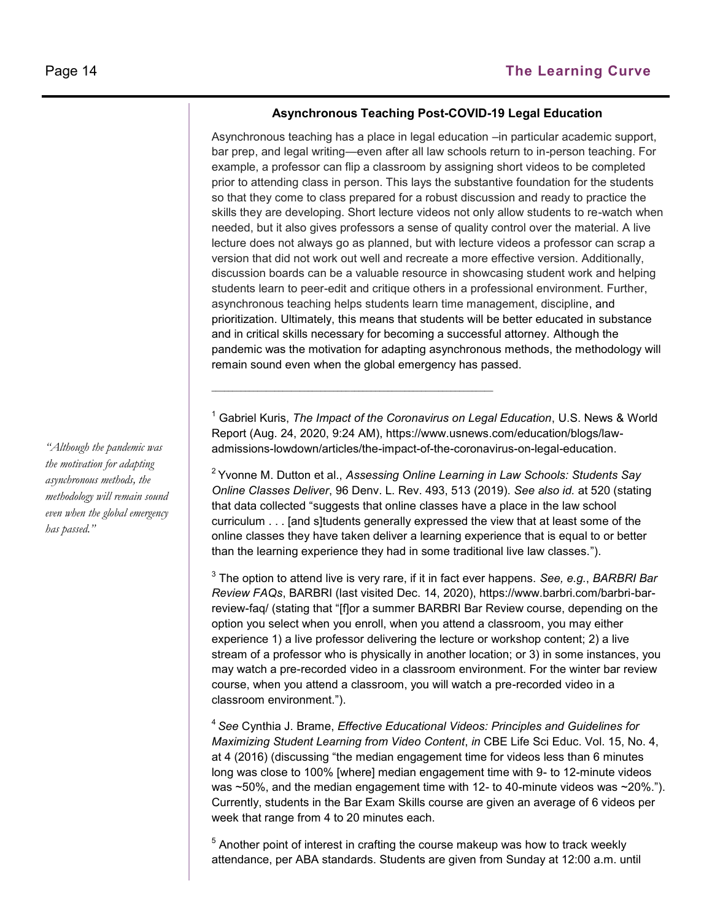### Asynchronous Teaching Post-COVID-19 Legal Education

Asynchronous teaching has a place in legal education –in particular academic support, bar prep, and legal writing—even after all law schools return to in-person teaching. For example, a professor can flip a classroom by assigning short videos to be completed prior to attending class in person. This lays the substantive foundation for the students so that they come to class prepared for a robust discussion and ready to practice the skills they are developing. Short lecture videos not only allow students to re-watch when needed, but it also gives professors a sense of quality control over the material. A live lecture does not always go as planned, but with lecture videos a professor can scrap a version that did not work out well and recreate a more effective version. Additionally, discussion boards can be a valuable resource in showcasing student work and helping students learn to peer-edit and critique others in a professional environment. Further, asynchronous teaching helps students learn time management, discipline, and prioritization. Ultimately, this means that students will be better educated in substance and in critical skills necessary for becoming a successful attorney. Although the pandemic was the motivation for adapting asynchronous methods, the methodology will remain sound even when the global emergency has passed.

*"Although the pandemic was the motivation for adapting asynchronous methods, the methodology will remain sound even when the global emergency has passed."*

---

[1] Gabriel Kuris, *The Impact of the Coronavirus on Legal Education*, U.S. News & World Report (Aug. 24, 2020, 9:24 AM), https://www.usnews.com/education/blogs/law-admissions-lowdown/articles/the-impact-of-the-coronavirus-on-legal-education.

[2] Yvonne M. Dutton et al., *Assessing Online Learning in Law Schools: Students Say Online Classes Deliver*, 96 Denv. L. Rev. 493, 513 (2019). *See also id.* at 520 (stating that data collected "suggests that online classes have a place in the law school curriculum . . . [and s]tudents generally expressed the view that at least some of the online classes they have taken deliver a learning experience that is equal to or better than the learning experience they had in some traditional live law classes.").

[3] The option to attend live is very rare, if it in fact ever happens. *See, e.g.*, *BARBRI Bar Review FAQs*, BARBRI (last visited Dec. 14, 2020), https://www.barbri.com/barbri-bar-review-faq/ (stating that "[f]or a summer BARBRI Bar Review course, depending on the option you select when you enroll, when you attend a classroom, you may either experience 1) a live professor delivering the lecture or workshop content; 2) a live stream of a professor who is physically in another location; or 3) in some instances, you may watch a pre-recorded video in a classroom environment. For the winter bar review course, when you attend a classroom, you will watch a pre-recorded video in a classroom environment.").

[4] *See* Cynthia J. Brame, *Effective Educational Videos: Principles and Guidelines for Maximizing Student Learning from Video Content*, *in* CBE Life Sci Educ. Vol. 15, No. 4, at 4 (2016) (discussing "the median engagement time for videos less than 6 minutes long was close to 100% [where] median engagement time with 9- to 12-minute videos was ~50%, and the median engagement time with 12- to 40-minute videos was ~20%."). Currently, students in the Bar Exam Skills course are given an average of 6 videos per week that range from 4 to 20 minutes each.

[5] Another point of interest in crafting the course makeup was how to track weekly attendance, per ABA standards. Students are given from Sunday at 12:00 a.m. until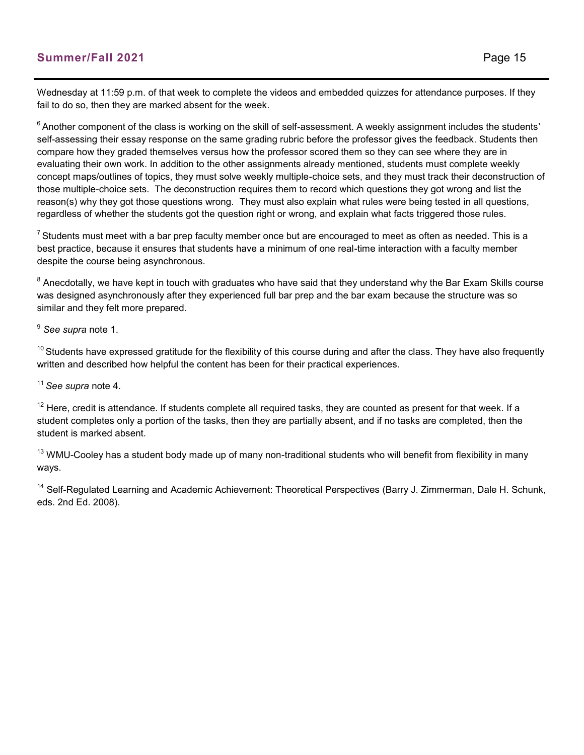Wednesday at 11:59 p.m. of that week to complete the videos and embedded quizzes for attendance purposes. If they fail to do so, then they are marked absent for the week.

[6] Another component of the class is working on the skill of self-assessment. A weekly assignment includes the students' self-assessing their essay response on the same grading rubric before the professor gives the feedback. Students then compare how they graded themselves versus how the professor scored them so they can see where they are in evaluating their own work. In addition to the other assignments already mentioned, students must complete weekly concept maps/outlines of topics, they must solve weekly multiple-choice sets, and they must track their deconstruction of those multiple-choice sets. The deconstruction requires them to record which questions they got wrong and list the reason(s) why they got those questions wrong. They must also explain what rules were being tested in all questions, regardless of whether the students got the question right or wrong, and explain what facts triggered those rules.

[7] Students must meet with a bar prep faculty member once but are encouraged to meet as often as needed. This is a best practice, because it ensures that students have a minimum of one real-time interaction with a faculty member despite the course being asynchronous.

[8] Anecdotally, we have kept in touch with graduates who have said that they understand why the Bar Exam Skills course was designed asynchronously after they experienced full bar prep and the bar exam because the structure was so similar and they felt more prepared.

[9] *See supra* note 1.

[10] Students have expressed gratitude for the flexibility of this course during and after the class. They have also frequently written and described how helpful the content has been for their practical experiences.

[11] *See supra* note 4.

[12] Here, credit is attendance. If students complete all required tasks, they are counted as present for that week. If a student completes only a portion of the tasks, then they are partially absent, and if no tasks are completed, then the student is marked absent.

[13] WMU-Cooley has a student body made up of many non-traditional students who will benefit from flexibility in many ways.

[14] Self-Regulated Learning and Academic Achievement: Theoretical Perspectives (Barry J. Zimmerman, Dale H. Schunk, eds. 2nd Ed. 2008).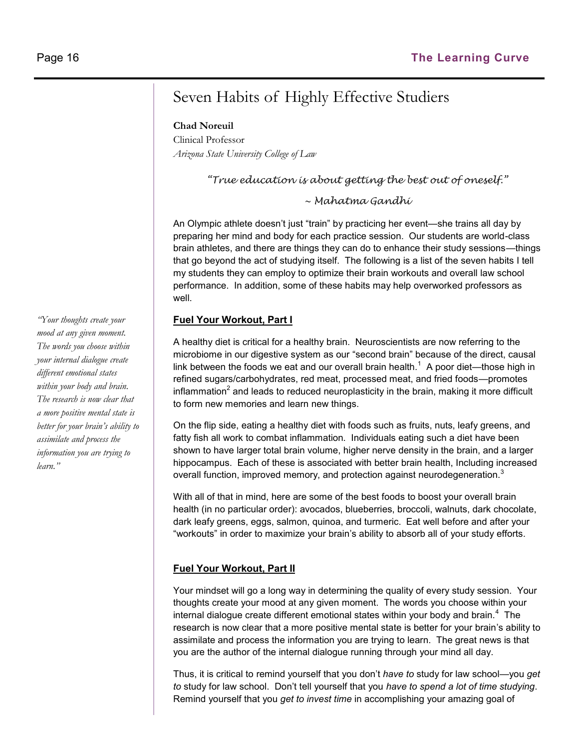# Seven Habits of Highly Effective Studiers

**Chad Noreuil**
Clinical Professor
*Arizona State University College of Law*

*"True education is about getting the best out of oneself."*

*~ Mahatma Gandhi*

An Olympic athlete doesn't just "train" by practicing her event—she trains all day by preparing her mind and body for each practice session. Our students are world-class brain athletes, and there are things they can do to enhance their study sessions—things that go beyond the act of studying itself. The following is a list of the seven habits I tell my students they can employ to optimize their brain workouts and overall law school performance. In addition, some of these habits may help overworked professors as well.

## Fuel Your Workout, Part I

A healthy diet is critical for a healthy brain. Neuroscientists are now referring to the microbiome in our digestive system as our "second brain" because of the direct, causal link between the foods we eat and our overall brain health.[1] A poor diet—those high in refined sugars/carbohydrates, red meat, processed meat, and fried foods—promotes inflammation[2] and leads to reduced neuroplasticity in the brain, making it more difficult to form new memories and learn new things.

On the flip side, eating a healthy diet with foods such as fruits, nuts, leafy greens, and fatty fish all work to combat inflammation. Individuals eating such a diet have been shown to have larger total brain volume, higher nerve density in the brain, and a larger hippocampus. Each of these is associated with better brain health, Including increased overall function, improved memory, and protection against neurodegeneration.[3]

With all of that in mind, here are some of the best foods to boost your overall brain health (in no particular order): avocados, blueberries, broccoli, walnuts, dark chocolate, dark leafy greens, eggs, salmon, quinoa, and turmeric. Eat well before and after your "workouts" in order to maximize your brain's ability to absorb all of your study efforts.

## Fuel Your Workout, Part II

Your mindset will go a long way in determining the quality of every study session. Your thoughts create your mood at any given moment. The words you choose within your internal dialogue create different emotional states within your body and brain.[4] The research is now clear that a more positive mental state is better for your brain's ability to assimilate and process the information you are trying to learn. The great news is that you are the author of the internal dialogue running through your mind all day.

*"Your thoughts create your mood at any given moment. The words you choose within your internal dialogue create different emotional states within your body and brain. The research is now clear that a more positive mental state is better for your brain's ability to assimilate and process the information you are trying to learn."*

Thus, it is critical to remind yourself that you don't *have to* study for law school—you *get to* study for law school. Don't tell yourself that you *have to spend a lot of time studying*. Remind yourself that you *get to invest time* in accomplishing your amazing goal of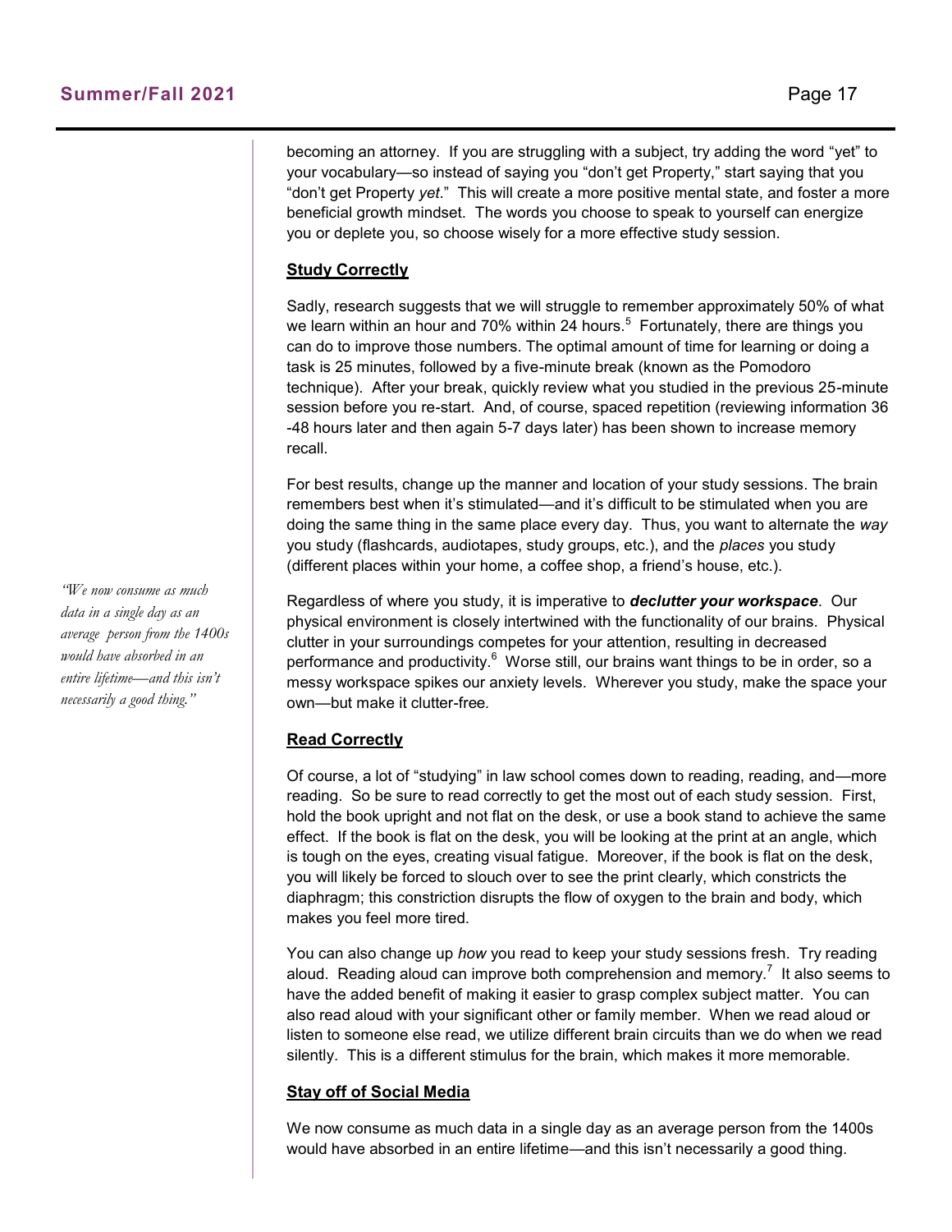becoming an attorney. If you are struggling with a subject, try adding the word "yet" to your vocabulary—so instead of saying you "don't get Property," start saying that you "don't get Property *yet*." This will create a more positive mental state, and foster a more beneficial growth mindset. The words you choose to speak to yourself can energize you or deplete you, so choose wisely for a more effective study session.

**Study Correctly**

Sadly, research suggests that we will struggle to remember approximately 50% of what we learn within an hour and 70% within 24 hours.[5] Fortunately, there are things you can do to improve those numbers. The optimal amount of time for learning or doing a task is 25 minutes, followed by a five-minute break (known as the Pomodoro technique). After your break, quickly review what you studied in the previous 25-minute session before you re-start. And, of course, spaced repetition (reviewing information 36 -48 hours later and then again 5-7 days later) has been shown to increase memory recall.

For best results, change up the manner and location of your study sessions. The brain remembers best when it's stimulated—and it's difficult to be stimulated when you are doing the same thing in the same place every day. Thus, you want to alternate the *way* you study (flashcards, audiotapes, study groups, etc.), and the *places* you study (different places within your home, a coffee shop, a friend's house, etc.).

*"We now consume as much data in a single day as an average person from the 1400s would have absorbed in an entire lifetime—and this isn't necessarily a good thing."*

Regardless of where you study, it is imperative to ***declutter your workspace***. Our physical environment is closely intertwined with the functionality of our brains. Physical clutter in your surroundings competes for your attention, resulting in decreased performance and productivity.[6] Worse still, our brains want things to be in order, so a messy workspace spikes our anxiety levels. Wherever you study, make the space your own—but make it clutter-free.

**Read Correctly**

Of course, a lot of "studying" in law school comes down to reading, reading, and—more reading. So be sure to read correctly to get the most out of each study session. First, hold the book upright and not flat on the desk, or use a book stand to achieve the same effect. If the book is flat on the desk, you will be looking at the print at an angle, which is tough on the eyes, creating visual fatigue. Moreover, if the book is flat on the desk, you will likely be forced to slouch over to see the print clearly, which constricts the diaphragm; this constriction disrupts the flow of oxygen to the brain and body, which makes you feel more tired.

You can also change up *how* you read to keep your study sessions fresh. Try reading aloud. Reading aloud can improve both comprehension and memory.[7] It also seems to have the added benefit of making it easier to grasp complex subject matter. You can also read aloud with your significant other or family member. When we read aloud or listen to someone else read, we utilize different brain circuits than we do when we read silently. This is a different stimulus for the brain, which makes it more memorable.

**Stay off of Social Media**

We now consume as much data in a single day as an average person from the 1400s would have absorbed in an entire lifetime—and this isn't necessarily a good thing.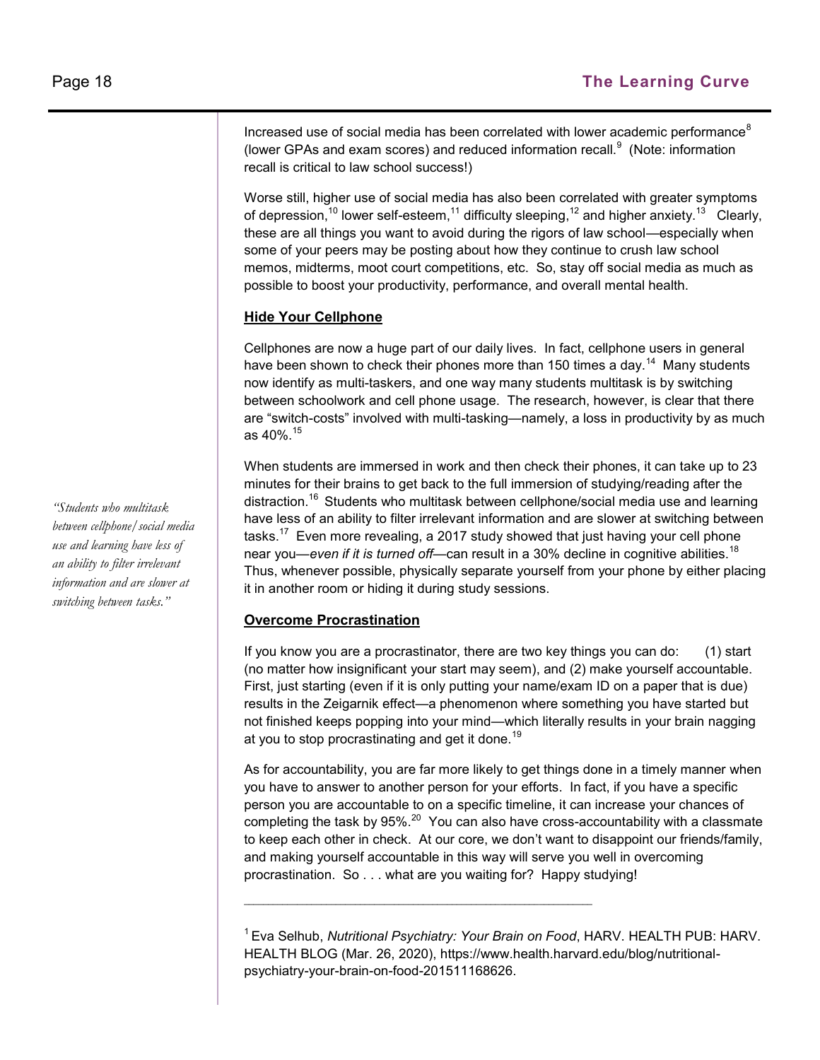Increased use of social media has been correlated with lower academic performance[8] (lower GPAs and exam scores) and reduced information recall.[9] (Note: information recall is critical to law school success!)

Worse still, higher use of social media has also been correlated with greater symptoms of depression,[10] lower self-esteem,[11] difficulty sleeping,[12] and higher anxiety.[13] Clearly, these are all things you want to avoid during the rigors of law school—especially when some of your peers may be posting about how they continue to crush law school memos, midterms, moot court competitions, etc. So, stay off social media as much as possible to boost your productivity, performance, and overall mental health.

**Hide Your Cellphone**

Cellphones are now a huge part of our daily lives. In fact, cellphone users in general have been shown to check their phones more than 150 times a day.[14] Many students now identify as multi-taskers, and one way many students multitask is by switching between schoolwork and cell phone usage. The research, however, is clear that there are "switch-costs" involved with multi-tasking—namely, a loss in productivity by as much as 40%.[15]

When students are immersed in work and then check their phones, it can take up to 23 minutes for their brains to get back to the full immersion of studying/reading after the distraction.[16] Students who multitask between cellphone/social media use and learning have less of an ability to filter irrelevant information and are slower at switching between tasks.[17] Even more revealing, a 2017 study showed that just having your cell phone near you—*even if it is turned off*—can result in a 30% decline in cognitive abilities.[18] Thus, whenever possible, physically separate yourself from your phone by either placing it in another room or hiding it during study sessions.

*"Students who multitask between cellphone/social media use and learning have less of an ability to filter irrelevant information and are slower at switching between tasks."*

**Overcome Procrastination**

If you know you are a procrastinator, there are two key things you can do: (1) start (no matter how insignificant your start may seem), and (2) make yourself accountable. First, just starting (even if it is only putting your name/exam ID on a paper that is due) results in the Zeigarnik effect—a phenomenon where something you have started but not finished keeps popping into your mind—which literally results in your brain nagging at you to stop procrastinating and get it done.[19]

As for accountability, you are far more likely to get things done in a timely manner when you have to answer to another person for your efforts. In fact, if you have a specific person you are accountable to on a specific timeline, it can increase your chances of completing the task by 95%.[20] You can also have cross-accountability with a classmate to keep each other in check. At our core, we don't want to disappoint our friends/family, and making yourself accountable in this way will serve you well in overcoming procrastination. So . . . what are you waiting for? Happy studying!

---

[1] Eva Selhub, *Nutritional Psychiatry: Your Brain on Food*, HARV. HEALTH PUB: HARV. HEALTH BLOG (Mar. 26, 2020), https://www.health.harvard.edu/blog/nutritional-psychiatry-your-brain-on-food-201511168626.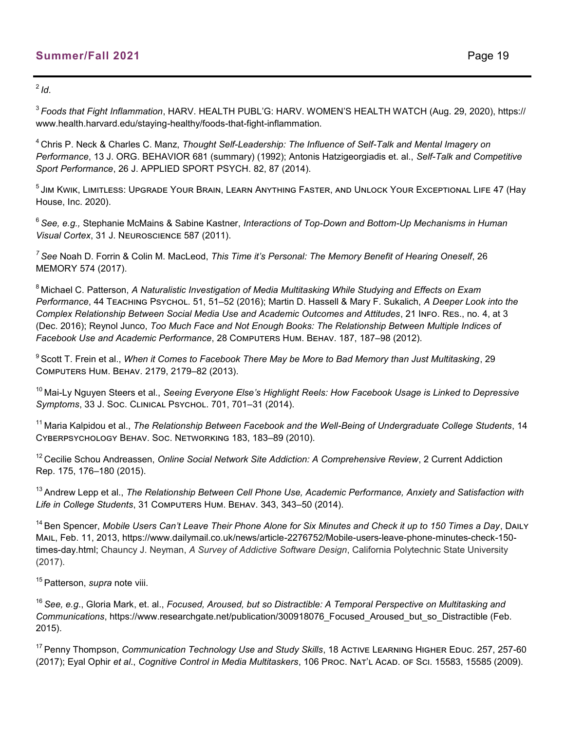[2] *Id*.

[3] *Foods that Fight Inflammation*, HARV. HEALTH PUBL'G: HARV. WOMEN'S HEALTH WATCH (Aug. 29, 2020), https://www.health.harvard.edu/staying-healthy/foods-that-fight-inflammation.

[4] Chris P. Neck & Charles C. Manz, *Thought Self-Leadership: The Influence of Self-Talk and Mental Imagery on Performance*, 13 J. ORG. BEHAVIOR 681 (summary) (1992); Antonis Hatzigeorgiadis et. al., *Self-Talk and Competitive Sport Performance*, 26 J. APPLIED SPORT PSYCH. 82, 87 (2014).

[5] JIM KWIK, LIMITLESS: UPGRADE YOUR BRAIN, LEARN ANYTHING FASTER, AND UNLOCK YOUR EXCEPTIONAL LIFE 47 (Hay House, Inc. 2020).

[6] *See, e.g.,* Stephanie McMains & Sabine Kastner, *Interactions of Top-Down and Bottom-Up Mechanisms in Human Visual Cortex*, 31 J. NEUROSCIENCE 587 (2011).

[7] *See* Noah D. Forrin & Colin M. MacLeod, *This Time it's Personal: The Memory Benefit of Hearing Oneself*, 26 MEMORY 574 (2017).

[8] Michael C. Patterson, *A Naturalistic Investigation of Media Multitasking While Studying and Effects on Exam Performance*, 44 TEACHING PSYCHOL. 51, 51–52 (2016); Martin D. Hassell & Mary F. Sukalich, *A Deeper Look into the Complex Relationship Between Social Media Use and Academic Outcomes and Attitudes*, 21 INFO. RES., no. 4, at 3 (Dec. 2016); Reynol Junco, *Too Much Face and Not Enough Books: The Relationship Between Multiple Indices of Facebook Use and Academic Performance*, 28 COMPUTERS HUM. BEHAV. 187, 187–98 (2012).

[9] Scott T. Frein et al., *When it Comes to Facebook There May be More to Bad Memory than Just Multitasking*, 29 COMPUTERS HUM. BEHAV. 2179, 2179–82 (2013).

[10] Mai-Ly Nguyen Steers et al., *Seeing Everyone Else's Highlight Reels: How Facebook Usage is Linked to Depressive Symptoms*, 33 J. SOC. CLINICAL PSYCHOL. 701, 701–31 (2014).

[11] Maria Kalpidou et al., *The Relationship Between Facebook and the Well-Being of Undergraduate College Students*, 14 CYBERPSYCHOLOGY BEHAV. SOC. NETWORKING 183, 183–89 (2010).

[12] Cecilie Schou Andreassen, *Online Social Network Site Addiction: A Comprehensive Review*, 2 Current Addiction Rep. 175, 176–180 (2015).

[13] Andrew Lepp et al., *The Relationship Between Cell Phone Use, Academic Performance, Anxiety and Satisfaction with Life in College Students*, 31 COMPUTERS HUM. BEHAV. 343, 343–50 (2014).

[14] Ben Spencer, *Mobile Users Can't Leave Their Phone Alone for Six Minutes and Check it up to 150 Times a Day*, DAILY MAIL, Feb. 11, 2013, https://www.dailymail.co.uk/news/article-2276752/Mobile-users-leave-phone-minutes-check-150-times-day.html; Chauncy J. Neyman, *A Survey of Addictive Software Design*, California Polytechnic State University (2017).

[15] Patterson, *supra* note viii.

[16] *See, e.g.*, Gloria Mark, et. al., *Focused, Aroused, but so Distractible: A Temporal Perspective on Multitasking and Communications*, https://www.researchgate.net/publication/300918076_Focused_Aroused_but_so_Distractible (Feb. 2015).

[17] Penny Thompson, *Communication Technology Use and Study Skills*, 18 ACTIVE LEARNING HIGHER EDUC. 257, 257-60 (2017); Eyal Ophir *et al*., *Cognitive Control in Media Multitaskers*, 106 PROC. NAT'L ACAD. OF SCI. 15583, 15585 (2009).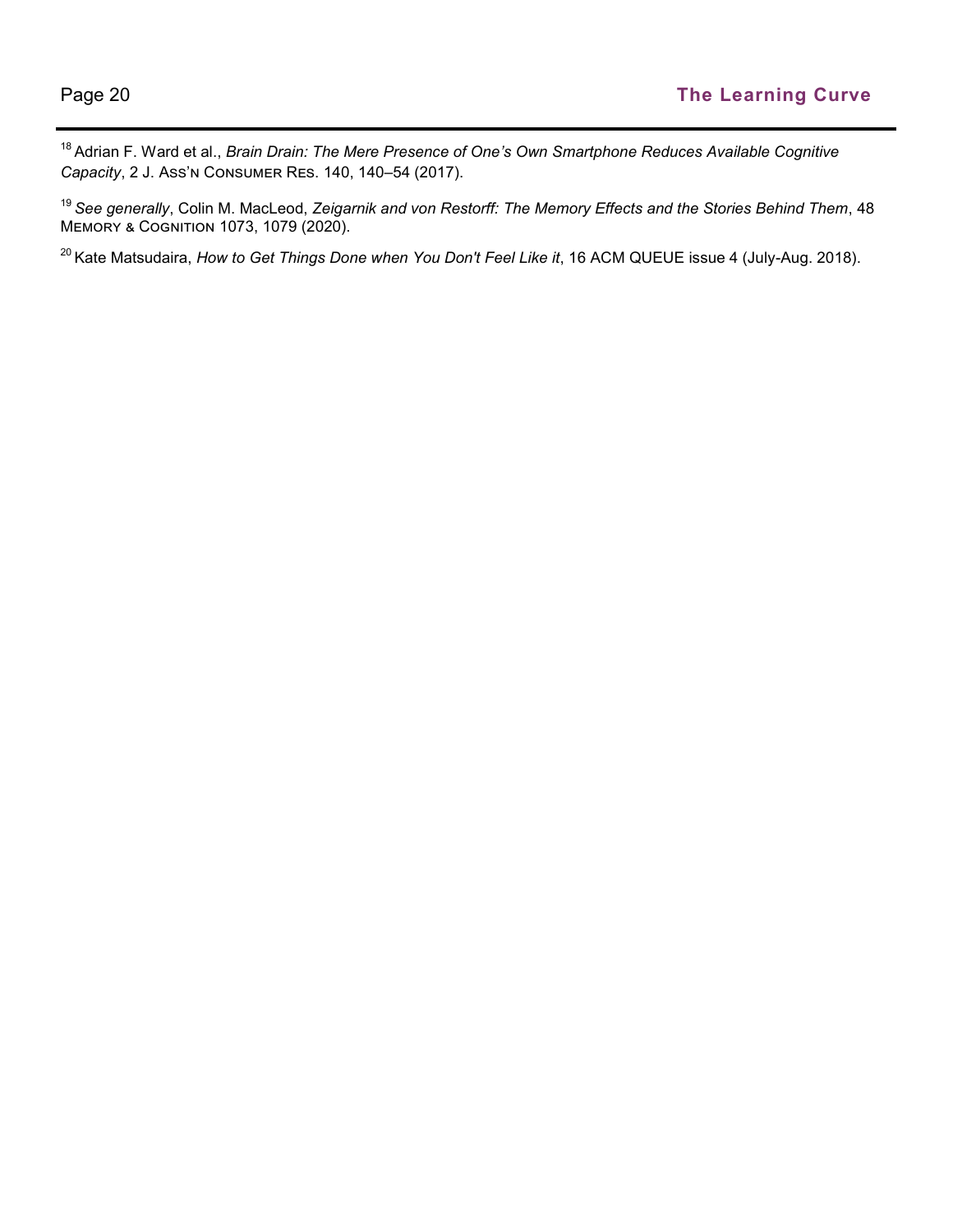[18] Adrian F. Ward et al., *Brain Drain: The Mere Presence of One's Own Smartphone Reduces Available Cognitive Capacity*, 2 J. Ass'n Consumer Res. 140, 140–54 (2017).

[19] *See generally*, Colin M. MacLeod, *Zeigarnik and von Restorff: The Memory Effects and the Stories Behind Them*, 48 Memory & Cognition 1073, 1079 (2020).

[20] Kate Matsudaira, *How to Get Things Done when You Don't Feel Like it*, 16 ACM QUEUE issue 4 (July-Aug. 2018).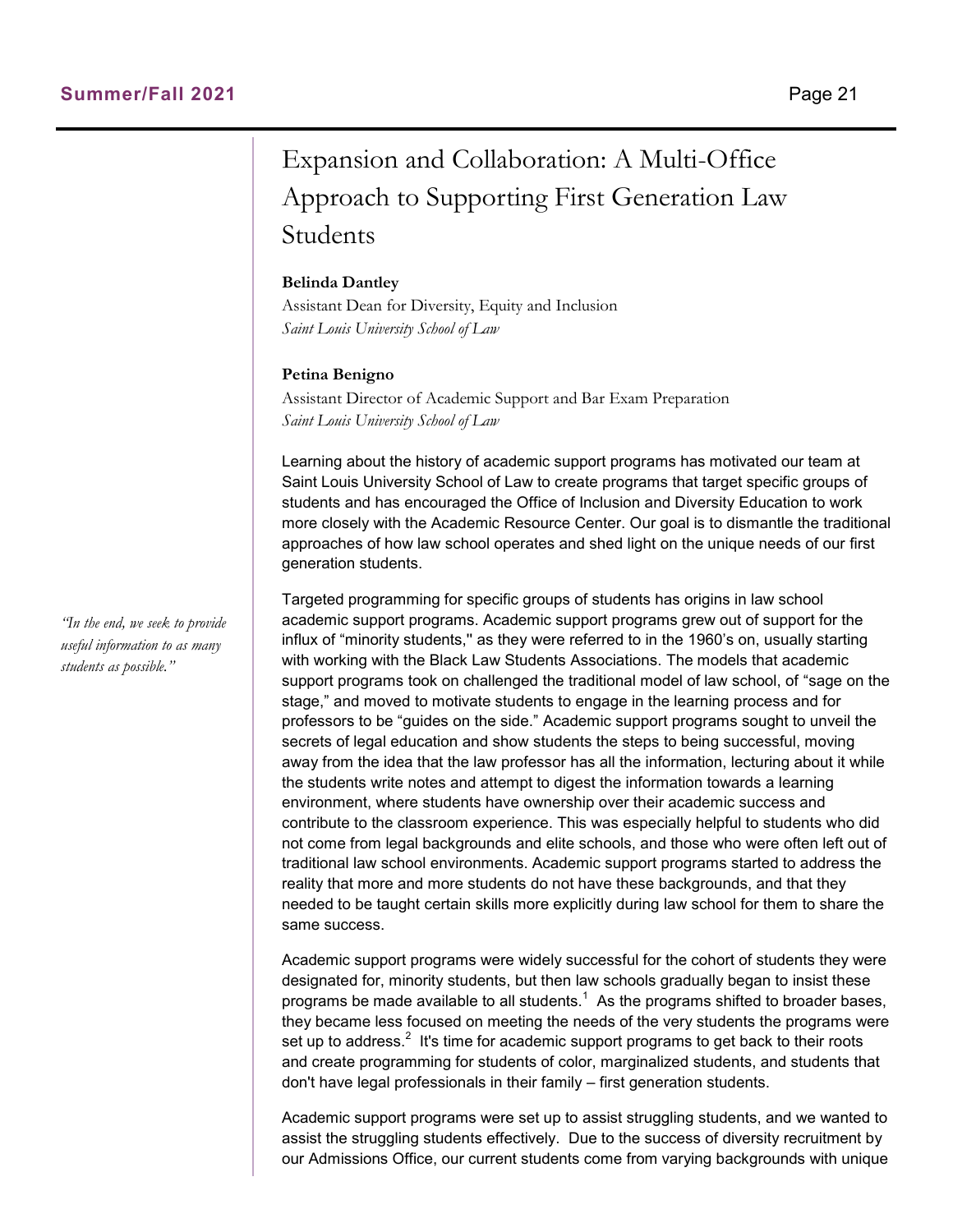# Expansion and Collaboration: A Multi-Office Approach to Supporting First Generation Law Students

**Belinda Dantley**
Assistant Dean for Diversity, Equity and Inclusion
*Saint Louis University School of Law*

**Petina Benigno**
Assistant Director of Academic Support and Bar Exam Preparation
*Saint Louis University School of Law*

Learning about the history of academic support programs has motivated our team at Saint Louis University School of Law to create programs that target specific groups of students and has encouraged the Office of Inclusion and Diversity Education to work more closely with the Academic Resource Center. Our goal is to dismantle the traditional approaches of how law school operates and shed light on the unique needs of our first generation students.

*"In the end, we seek to provide useful information to as many students as possible."*

Targeted programming for specific groups of students has origins in law school academic support programs. Academic support programs grew out of support for the influx of "minority students," as they were referred to in the 1960's on, usually starting with working with the Black Law Students Associations. The models that academic support programs took on challenged the traditional model of law school, of "sage on the stage," and moved to motivate students to engage in the learning process and for professors to be "guides on the side." Academic support programs sought to unveil the secrets of legal education and show students the steps to being successful, moving away from the idea that the law professor has all the information, lecturing about it while the students write notes and attempt to digest the information towards a learning environment, where students have ownership over their academic success and contribute to the classroom experience. This was especially helpful to students who did not come from legal backgrounds and elite schools, and those who were often left out of traditional law school environments. Academic support programs started to address the reality that more and more students do not have these backgrounds, and that they needed to be taught certain skills more explicitly during law school for them to share the same success.

Academic support programs were widely successful for the cohort of students they were designated for, minority students, but then law schools gradually began to insist these programs be made available to all students.[1] As the programs shifted to broader bases, they became less focused on meeting the needs of the very students the programs were set up to address.[2] It's time for academic support programs to get back to their roots and create programming for students of color, marginalized students, and students that don't have legal professionals in their family – first generation students.

Academic support programs were set up to assist struggling students, and we wanted to assist the struggling students effectively. Due to the success of diversity recruitment by our Admissions Office, our current students come from varying backgrounds with unique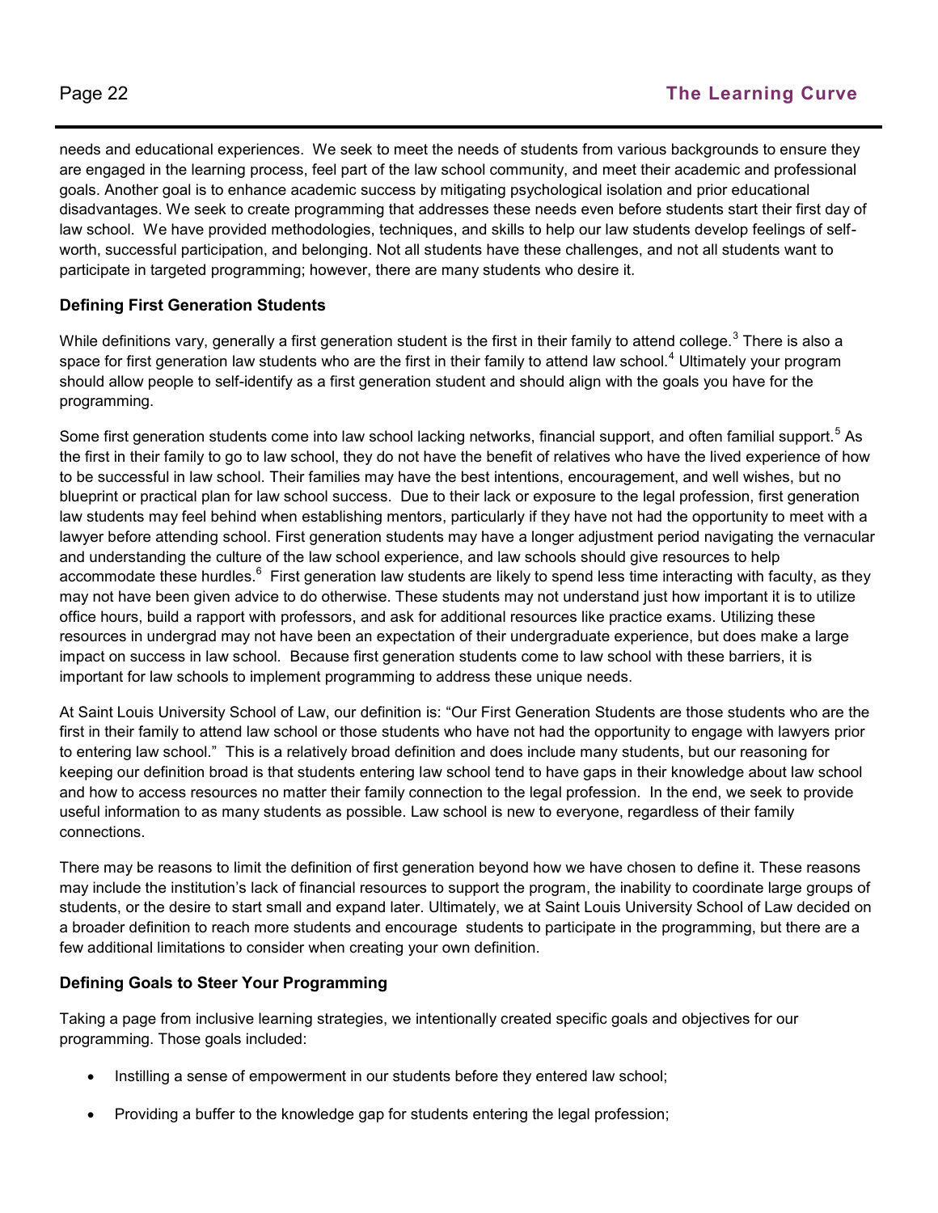needs and educational experiences. We seek to meet the needs of students from various backgrounds to ensure they are engaged in the learning process, feel part of the law school community, and meet their academic and professional goals. Another goal is to enhance academic success by mitigating psychological isolation and prior educational disadvantages. We seek to create programming that addresses these needs even before students start their first day of law school. We have provided methodologies, techniques, and skills to help our law students develop feelings of self-worth, successful participation, and belonging. Not all students have these challenges, and not all students want to participate in targeted programming; however, there are many students who desire it.

### Defining First Generation Students

While definitions vary, generally a first generation student is the first in their family to attend college.[3] There is also a space for first generation law students who are the first in their family to attend law school.[4] Ultimately your program should allow people to self-identify as a first generation student and should align with the goals you have for the programming.

Some first generation students come into law school lacking networks, financial support, and often familial support.[5] As the first in their family to go to law school, they do not have the benefit of relatives who have the lived experience of how to be successful in law school. Their families may have the best intentions, encouragement, and well wishes, but no blueprint or practical plan for law school success. Due to their lack or exposure to the legal profession, first generation law students may feel behind when establishing mentors, particularly if they have not had the opportunity to meet with a lawyer before attending school. First generation students may have a longer adjustment period navigating the vernacular and understanding the culture of the law school experience, and law schools should give resources to help accommodate these hurdles.[6] First generation law students are likely to spend less time interacting with faculty, as they may not have been given advice to do otherwise. These students may not understand just how important it is to utilize office hours, build a rapport with professors, and ask for additional resources like practice exams. Utilizing these resources in undergrad may not have been an expectation of their undergraduate experience, but does make a large impact on success in law school. Because first generation students come to law school with these barriers, it is important for law schools to implement programming to address these unique needs.

At Saint Louis University School of Law, our definition is: "Our First Generation Students are those students who are the first in their family to attend law school or those students who have not had the opportunity to engage with lawyers prior to entering law school." This is a relatively broad definition and does include many students, but our reasoning for keeping our definition broad is that students entering law school tend to have gaps in their knowledge about law school and how to access resources no matter their family connection to the legal profession. In the end, we seek to provide useful information to as many students as possible. Law school is new to everyone, regardless of their family connections.

There may be reasons to limit the definition of first generation beyond how we have chosen to define it. These reasons may include the institution's lack of financial resources to support the program, the inability to coordinate large groups of students, or the desire to start small and expand later. Ultimately, we at Saint Louis University School of Law decided on a broader definition to reach more students and encourage students to participate in the programming, but there are a few additional limitations to consider when creating your own definition.

### Defining Goals to Steer Your Programming

Taking a page from inclusive learning strategies, we intentionally created specific goals and objectives for our programming. Those goals included:

- Instilling a sense of empowerment in our students before they entered law school;
- Providing a buffer to the knowledge gap for students entering the legal profession;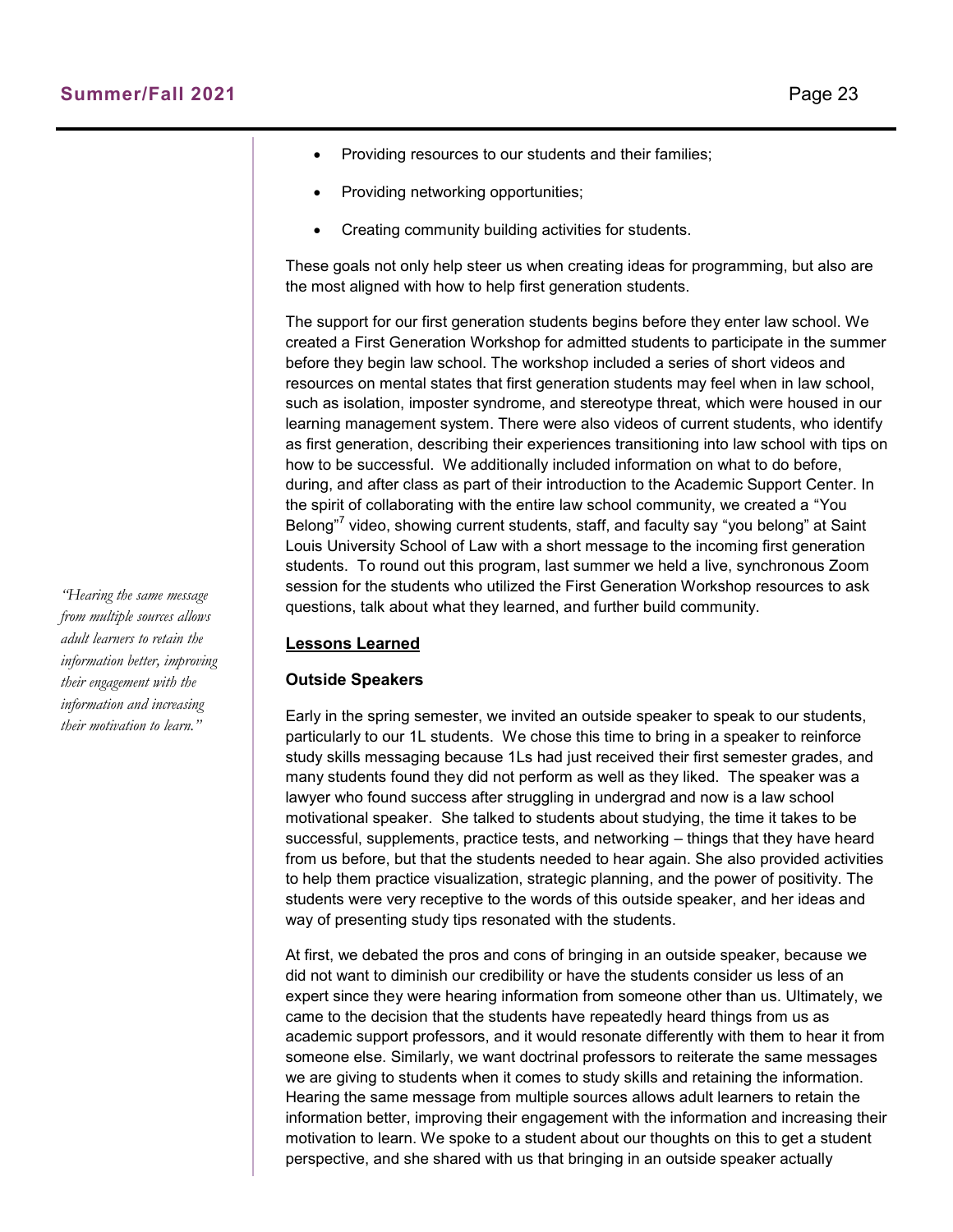- Providing resources to our students and their families;
- Providing networking opportunities;
- Creating community building activities for students.

These goals not only help steer us when creating ideas for programming, but also are the most aligned with how to help first generation students.

The support for our first generation students begins before they enter law school. We created a First Generation Workshop for admitted students to participate in the summer before they begin law school. The workshop included a series of short videos and resources on mental states that first generation students may feel when in law school, such as isolation, imposter syndrome, and stereotype threat, which were housed in our learning management system. There were also videos of current students, who identify as first generation, describing their experiences transitioning into law school with tips on how to be successful. We additionally included information on what to do before, during, and after class as part of their introduction to the Academic Support Center. In the spirit of collaborating with the entire law school community, we created a "You Belong"[7] video, showing current students, staff, and faculty say "you belong" at Saint Louis University School of Law with a short message to the incoming first generation students. To round out this program, last summer we held a live, synchronous Zoom session for the students who utilized the First Generation Workshop resources to ask questions, talk about what they learned, and further build community.

*"Hearing the same message from multiple sources allows adult learners to retain the information better, improving their engagement with the information and increasing their motivation to learn."*

## Lessons Learned

### Outside Speakers

Early in the spring semester, we invited an outside speaker to speak to our students, particularly to our 1L students. We chose this time to bring in a speaker to reinforce study skills messaging because 1Ls had just received their first semester grades, and many students found they did not perform as well as they liked. The speaker was a lawyer who found success after struggling in undergrad and now is a law school motivational speaker. She talked to students about studying, the time it takes to be successful, supplements, practice tests, and networking – things that they have heard from us before, but that the students needed to hear again. She also provided activities to help them practice visualization, strategic planning, and the power of positivity. The students were very receptive to the words of this outside speaker, and her ideas and way of presenting study tips resonated with the students.

At first, we debated the pros and cons of bringing in an outside speaker, because we did not want to diminish our credibility or have the students consider us less of an expert since they were hearing information from someone other than us. Ultimately, we came to the decision that the students have repeatedly heard things from us as academic support professors, and it would resonate differently with them to hear it from someone else. Similarly, we want doctrinal professors to reiterate the same messages we are giving to students when it comes to study skills and retaining the information. Hearing the same message from multiple sources allows adult learners to retain the information better, improving their engagement with the information and increasing their motivation to learn. We spoke to a student about our thoughts on this to get a student perspective, and she shared with us that bringing in an outside speaker actually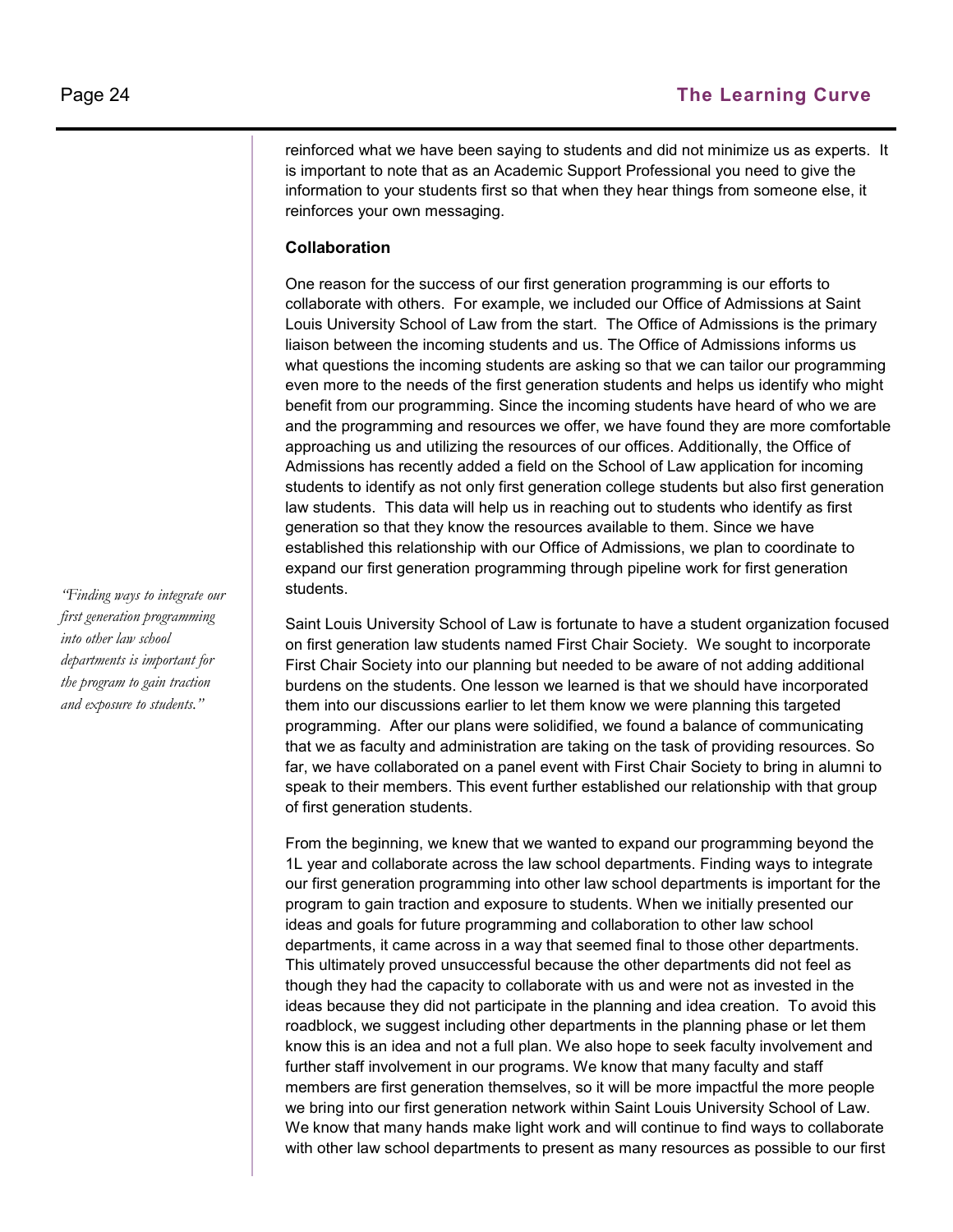reinforced what we have been saying to students and did not minimize us as experts. It is important to note that as an Academic Support Professional you need to give the information to your students first so that when they hear things from someone else, it reinforces your own messaging.

**Collaboration**

One reason for the success of our first generation programming is our efforts to collaborate with others. For example, we included our Office of Admissions at Saint Louis University School of Law from the start. The Office of Admissions is the primary liaison between the incoming students and us. The Office of Admissions informs us what questions the incoming students are asking so that we can tailor our programming even more to the needs of the first generation students and helps us identify who might benefit from our programming. Since the incoming students have heard of who we are and the programming and resources we offer, we have found they are more comfortable approaching us and utilizing the resources of our offices. Additionally, the Office of Admissions has recently added a field on the School of Law application for incoming students to identify as not only first generation college students but also first generation law students. This data will help us in reaching out to students who identify as first generation so that they know the resources available to them. Since we have established this relationship with our Office of Admissions, we plan to coordinate to expand our first generation programming through pipeline work for first generation students.

*"Finding ways to integrate our first generation programming into other law school departments is important for the program to gain traction and exposure to students."*

Saint Louis University School of Law is fortunate to have a student organization focused on first generation law students named First Chair Society. We sought to incorporate First Chair Society into our planning but needed to be aware of not adding additional burdens on the students. One lesson we learned is that we should have incorporated them into our discussions earlier to let them know we were planning this targeted programming. After our plans were solidified, we found a balance of communicating that we as faculty and administration are taking on the task of providing resources. So far, we have collaborated on a panel event with First Chair Society to bring in alumni to speak to their members. This event further established our relationship with that group of first generation students.

From the beginning, we knew that we wanted to expand our programming beyond the 1L year and collaborate across the law school departments. Finding ways to integrate our first generation programming into other law school departments is important for the program to gain traction and exposure to students. When we initially presented our ideas and goals for future programming and collaboration to other law school departments, it came across in a way that seemed final to those other departments. This ultimately proved unsuccessful because the other departments did not feel as though they had the capacity to collaborate with us and were not as invested in the ideas because they did not participate in the planning and idea creation. To avoid this roadblock, we suggest including other departments in the planning phase or let them know this is an idea and not a full plan. We also hope to seek faculty involvement and further staff involvement in our programs. We know that many faculty and staff members are first generation themselves, so it will be more impactful the more people we bring into our first generation network within Saint Louis University School of Law. We know that many hands make light work and will continue to find ways to collaborate with other law school departments to present as many resources as possible to our first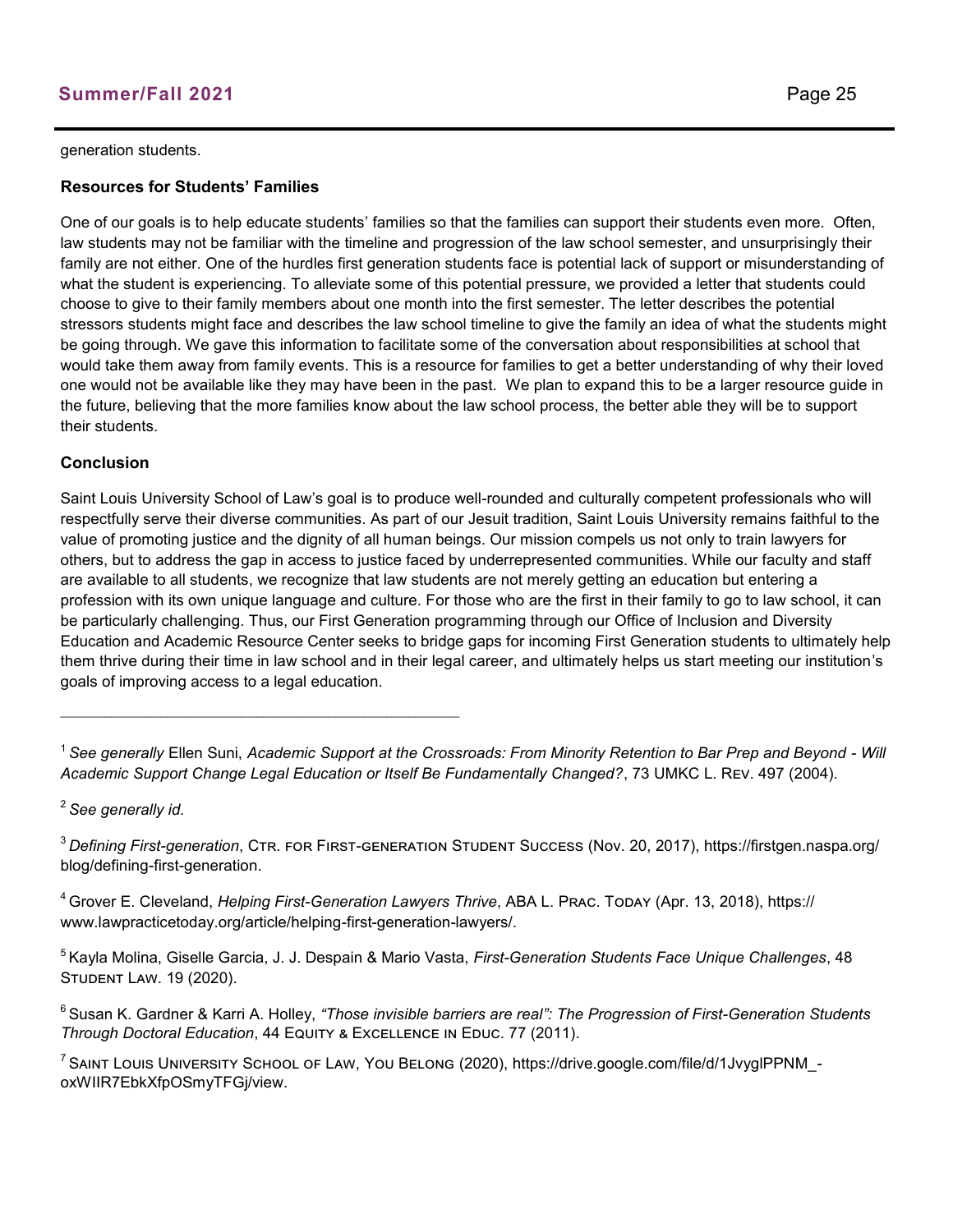generation students.

**Resources for Students' Families**

One of our goals is to help educate students' families so that the families can support their students even more. Often, law students may not be familiar with the timeline and progression of the law school semester, and unsurprisingly their family are not either. One of the hurdles first generation students face is potential lack of support or misunderstanding of what the student is experiencing. To alleviate some of this potential pressure, we provided a letter that students could choose to give to their family members about one month into the first semester. The letter describes the potential stressors students might face and describes the law school timeline to give the family an idea of what the students might be going through. We gave this information to facilitate some of the conversation about responsibilities at school that would take them away from family events. This is a resource for families to get a better understanding of why their loved one would not be available like they may have been in the past. We plan to expand this to be a larger resource guide in the future, believing that the more families know about the law school process, the better able they will be to support their students.

**Conclusion**

Saint Louis University School of Law's goal is to produce well-rounded and culturally competent professionals who will respectfully serve their diverse communities. As part of our Jesuit tradition, Saint Louis University remains faithful to the value of promoting justice and the dignity of all human beings. Our mission compels us not only to train lawyers for others, but to address the gap in access to justice faced by underrepresented communities. While our faculty and staff are available to all students, we recognize that law students are not merely getting an education but entering a profession with its own unique language and culture. For those who are the first in their family to go to law school, it can be particularly challenging. Thus, our First Generation programming through our Office of Inclusion and Diversity Education and Academic Resource Center seeks to bridge gaps for incoming First Generation students to ultimately help them thrive during their time in law school and in their legal career, and ultimately helps us start meeting our institution's goals of improving access to a legal education.

---

[1] *See generally* Ellen Suni, *Academic Support at the Crossroads: From Minority Retention to Bar Prep and Beyond - Will Academic Support Change Legal Education or Itself Be Fundamentally Changed?*, 73 UMKC L. Rev. 497 (2004).

[2] *See generally id.*

[3] *Defining First-generation*, Ctr. for First-generation Student Success (Nov. 20, 2017), https://firstgen.naspa.org/blog/defining-first-generation.

[4] Grover E. Cleveland, *Helping First-Generation Lawyers Thrive*, ABA L. Prac. Today (Apr. 13, 2018), https://www.lawpracticetoday.org/article/helping-first-generation-lawyers/.

[5] Kayla Molina, Giselle Garcia, J. J. Despain & Mario Vasta, *First-Generation Students Face Unique Challenges*, 48 Student Law. 19 (2020).

[6] Susan K. Gardner & Karri A. Holley, *"Those invisible barriers are real": The Progression of First-Generation Students Through Doctoral Education*, 44 Equity & Excellence in Educ. 77 (2011).

[7] Saint Louis University School of Law, You Belong (2020), https://drive.google.com/file/d/1JvyglPPNM_-oxWIIR7EbkXfpOSmyTFGj/view.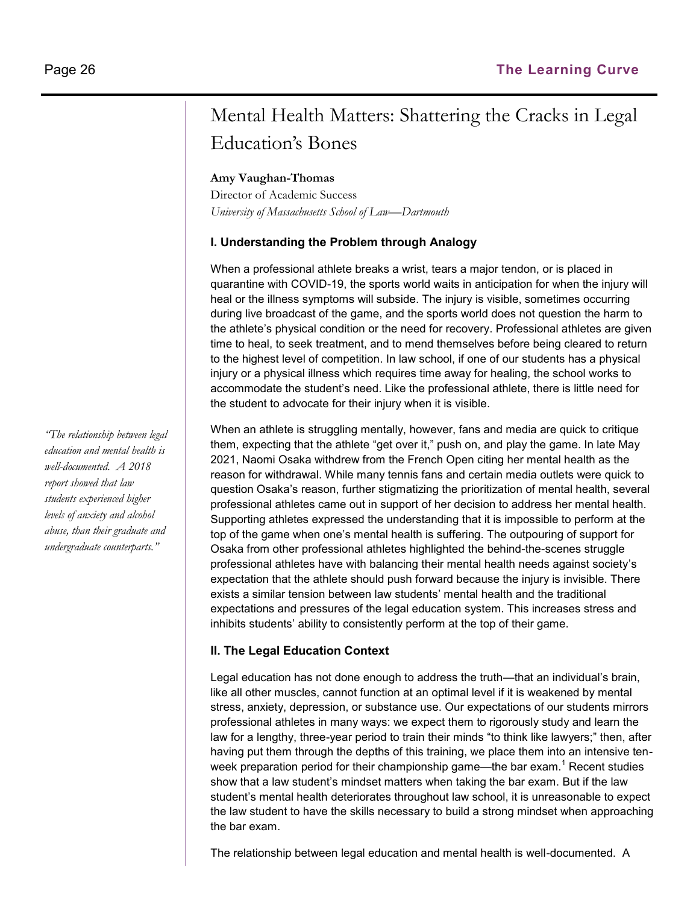# Mental Health Matters: Shattering the Cracks in Legal Education's Bones

**Amy Vaughan-Thomas**
Director of Academic Success
*University of Massachusetts School of Law—Dartmouth*

### I. Understanding the Problem through Analogy

When a professional athlete breaks a wrist, tears a major tendon, or is placed in quarantine with COVID-19, the sports world waits in anticipation for when the injury will heal or the illness symptoms will subside. The injury is visible, sometimes occurring during live broadcast of the game, and the sports world does not question the harm to the athlete's physical condition or the need for recovery. Professional athletes are given time to heal, to seek treatment, and to mend themselves before being cleared to return to the highest level of competition. In law school, if one of our students has a physical injury or a physical illness which requires time away for healing, the school works to accommodate the student's need. Like the professional athlete, there is little need for the student to advocate for their injury when it is visible.

*"The relationship between legal education and mental health is well-documented. A 2018 report showed that law students experienced higher levels of anxiety and alcohol abuse, than their graduate and undergraduate counterparts."*

When an athlete is struggling mentally, however, fans and media are quick to critique them, expecting that the athlete "get over it," push on, and play the game. In late May 2021, Naomi Osaka withdrew from the French Open citing her mental health as the reason for withdrawal. While many tennis fans and certain media outlets were quick to question Osaka's reason, further stigmatizing the prioritization of mental health, several professional athletes came out in support of her decision to address her mental health. Supporting athletes expressed the understanding that it is impossible to perform at the top of the game when one's mental health is suffering. The outpouring of support for Osaka from other professional athletes highlighted the behind-the-scenes struggle professional athletes have with balancing their mental health needs against society's expectation that the athlete should push forward because the injury is invisible. There exists a similar tension between law students' mental health and the traditional expectations and pressures of the legal education system. This increases stress and inhibits students' ability to consistently perform at the top of their game.

### II. The Legal Education Context

Legal education has not done enough to address the truth—that an individual's brain, like all other muscles, cannot function at an optimal level if it is weakened by mental stress, anxiety, depression, or substance use. Our expectations of our students mirrors professional athletes in many ways: we expect them to rigorously study and learn the law for a lengthy, three-year period to train their minds "to think like lawyers;" then, after having put them through the depths of this training, we place them into an intensive ten-week preparation period for their championship game—the bar exam.[1] Recent studies show that a law student's mindset matters when taking the bar exam. But if the law student's mental health deteriorates throughout law school, it is unreasonable to expect the law student to have the skills necessary to build a strong mindset when approaching the bar exam.

The relationship between legal education and mental health is well-documented. A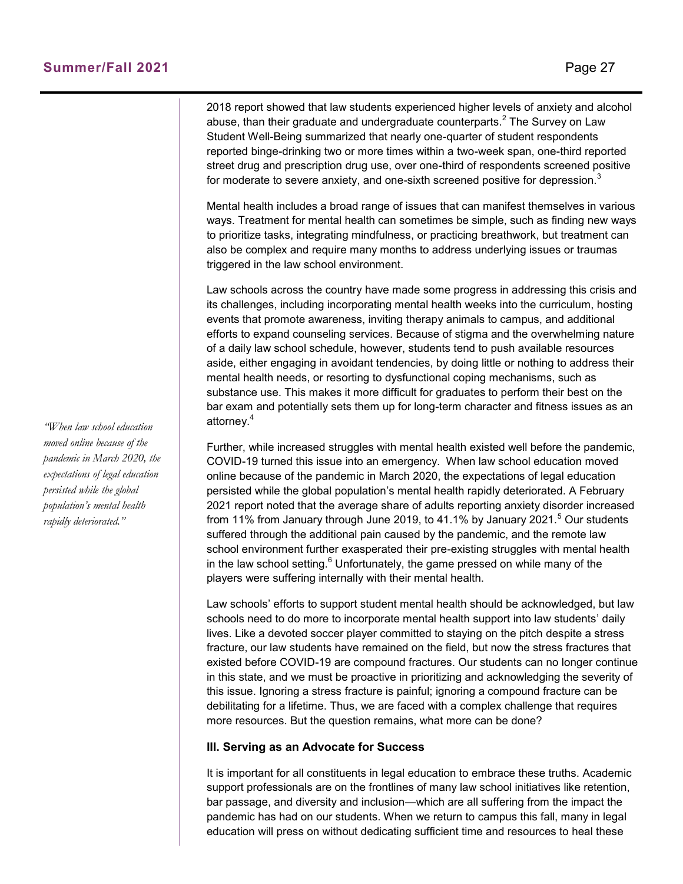2018 report showed that law students experienced higher levels of anxiety and alcohol abuse, than their graduate and undergraduate counterparts.[2] The Survey on Law Student Well-Being summarized that nearly one-quarter of student respondents reported binge-drinking two or more times within a two-week span, one-third reported street drug and prescription drug use, over one-third of respondents screened positive for moderate to severe anxiety, and one-sixth screened positive for depression.[3]

Mental health includes a broad range of issues that can manifest themselves in various ways. Treatment for mental health can sometimes be simple, such as finding new ways to prioritize tasks, integrating mindfulness, or practicing breathwork, but treatment can also be complex and require many months to address underlying issues or traumas triggered in the law school environment.

Law schools across the country have made some progress in addressing this crisis and its challenges, including incorporating mental health weeks into the curriculum, hosting events that promote awareness, inviting therapy animals to campus, and additional efforts to expand counseling services. Because of stigma and the overwhelming nature of a daily law school schedule, however, students tend to push available resources aside, either engaging in avoidant tendencies, by doing little or nothing to address their mental health needs, or resorting to dysfunctional coping mechanisms, such as substance use. This makes it more difficult for graduates to perform their best on the bar exam and potentially sets them up for long-term character and fitness issues as an attorney.[4]

*"When law school education moved online because of the pandemic in March 2020, the expectations of legal education persisted while the global population's mental health rapidly deteriorated."*

Further, while increased struggles with mental health existed well before the pandemic, COVID-19 turned this issue into an emergency. When law school education moved online because of the pandemic in March 2020, the expectations of legal education persisted while the global population's mental health rapidly deteriorated. A February 2021 report noted that the average share of adults reporting anxiety disorder increased from 11% from January through June 2019, to 41.1% by January 2021.[5] Our students suffered through the additional pain caused by the pandemic, and the remote law school environment further exasperated their pre-existing struggles with mental health in the law school setting.[6] Unfortunately, the game pressed on while many of the players were suffering internally with their mental health.

Law schools' efforts to support student mental health should be acknowledged, but law schools need to do more to incorporate mental health support into law students' daily lives. Like a devoted soccer player committed to staying on the pitch despite a stress fracture, our law students have remained on the field, but now the stress fractures that existed before COVID-19 are compound fractures. Our students can no longer continue in this state, and we must be proactive in prioritizing and acknowledging the severity of this issue. Ignoring a stress fracture is painful; ignoring a compound fracture can be debilitating for a lifetime. Thus, we are faced with a complex challenge that requires more resources. But the question remains, what more can be done?

### III. Serving as an Advocate for Success

It is important for all constituents in legal education to embrace these truths. Academic support professionals are on the frontlines of many law school initiatives like retention, bar passage, and diversity and inclusion—which are all suffering from the impact the pandemic has had on our students. When we return to campus this fall, many in legal education will press on without dedicating sufficient time and resources to heal these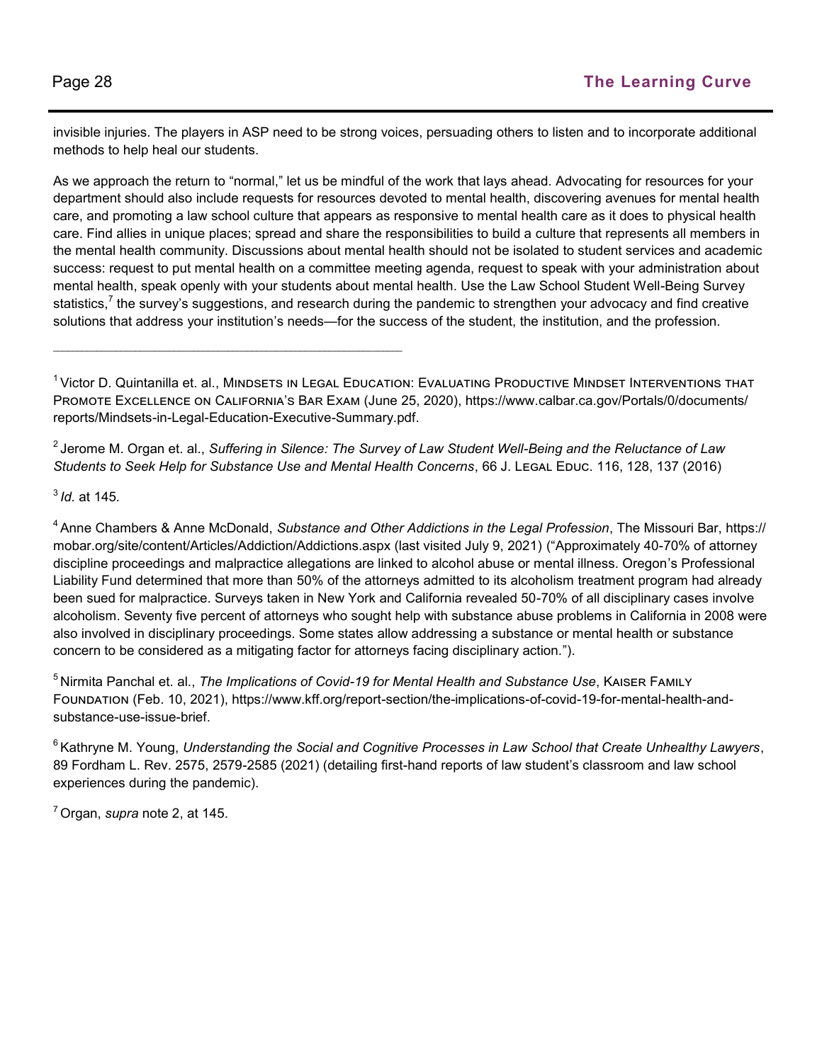invisible injuries. The players in ASP need to be strong voices, persuading others to listen and to incorporate additional methods to help heal our students.

As we approach the return to "normal," let us be mindful of the work that lays ahead. Advocating for resources for your department should also include requests for resources devoted to mental health, discovering avenues for mental health care, and promoting a law school culture that appears as responsive to mental health care as it does to physical health care. Find allies in unique places; spread and share the responsibilities to build a culture that represents all members in the mental health community. Discussions about mental health should not be isolated to student services and academic success: request to put mental health on a committee meeting agenda, request to speak with your administration about mental health, speak openly with your students about mental health. Use the Law School Student Well-Being Survey statistics,[7] the survey's suggestions, and research during the pandemic to strengthen your advocacy and find creative solutions that address your institution's needs—for the success of the student, the institution, and the profession.

---

[1] Victor D. Quintanilla et. al., Mindsets in Legal Education: Evaluating Productive Mindset Interventions that Promote Excellence on California's Bar Exam (June 25, 2020), https://www.calbar.ca.gov/Portals/0/documents/reports/Mindsets-in-Legal-Education-Executive-Summary.pdf.

[2] Jerome M. Organ et. al., *Suffering in Silence: The Survey of Law Student Well-Being and the Reluctance of Law Students to Seek Help for Substance Use and Mental Health Concerns*, 66 J. Legal Educ. 116, 128, 137 (2016)

[3] *Id.* at 145.

[4] Anne Chambers & Anne McDonald, *Substance and Other Addictions in the Legal Profession*, The Missouri Bar, https://mobar.org/site/content/Articles/Addiction/Addictions.aspx (last visited July 9, 2021) ("Approximately 40-70% of attorney discipline proceedings and malpractice allegations are linked to alcohol abuse or mental illness. Oregon's Professional Liability Fund determined that more than 50% of the attorneys admitted to its alcoholism treatment program had already been sued for malpractice. Surveys taken in New York and California revealed 50-70% of all disciplinary cases involve alcoholism. Seventy five percent of attorneys who sought help with substance abuse problems in California in 2008 were also involved in disciplinary proceedings. Some states allow addressing a substance or mental health or substance concern to be considered as a mitigating factor for attorneys facing disciplinary action.").

[5] Nirmita Panchal et. al., *The Implications of Covid-19 for Mental Health and Substance Use*, Kaiser Family Foundation (Feb. 10, 2021), https://www.kff.org/report-section/the-implications-of-covid-19-for-mental-health-and-substance-use-issue-brief.

[6] Kathryne M. Young, *Understanding the Social and Cognitive Processes in Law School that Create Unhealthy Lawyers*, 89 Fordham L. Rev. 2575, 2579-2585 (2021) (detailing first-hand reports of law student's classroom and law school experiences during the pandemic).

[7] Organ, *supra* note 2, at 145.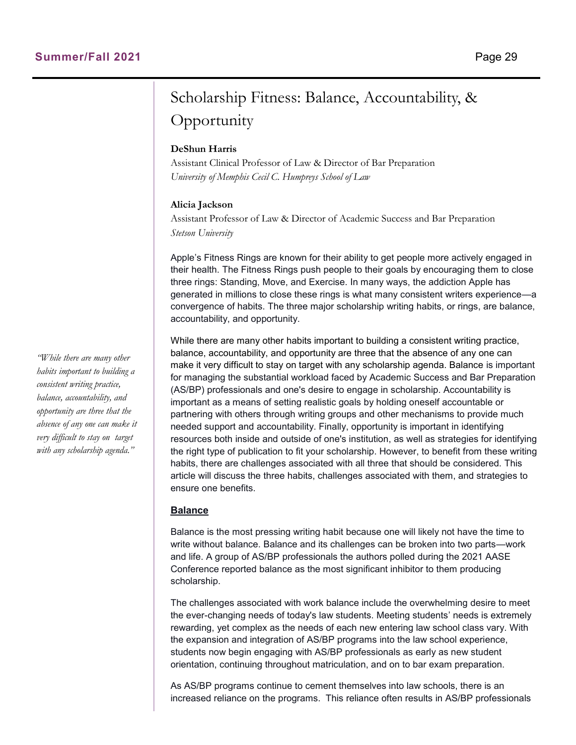# Scholarship Fitness: Balance, Accountability, & Opportunity

**DeShun Harris**

Assistant Clinical Professor of Law & Director of Bar Preparation

*University of Memphis Cecil C. Humpreys School of Law*

**Alicia Jackson**

Assistant Professor of Law & Director of Academic Success and Bar Preparation

*Stetson University*

Apple's Fitness Rings are known for their ability to get people more actively engaged in their health. The Fitness Rings push people to their goals by encouraging them to close three rings: Standing, Move, and Exercise. In many ways, the addiction Apple has generated in millions to close these rings is what many consistent writers experience—a convergence of habits. The three major scholarship writing habits, or rings, are balance, accountability, and opportunity.

*"While there are many other habits important to building a consistent writing practice, balance, accountability, and opportunity are three that the absence of any one can make it very difficult to stay on target with any scholarship agenda."*

While there are many other habits important to building a consistent writing practice, balance, accountability, and opportunity are three that the absence of any one can make it very difficult to stay on target with any scholarship agenda. Balance is important for managing the substantial workload faced by Academic Success and Bar Preparation (AS/BP) professionals and one's desire to engage in scholarship. Accountability is important as a means of setting realistic goals by holding oneself accountable or partnering with others through writing groups and other mechanisms to provide much needed support and accountability. Finally, opportunity is important in identifying resources both inside and outside of one's institution, as well as strategies for identifying the right type of publication to fit your scholarship. However, to benefit from these writing habits, there are challenges associated with all three that should be considered. This article will discuss the three habits, challenges associated with them, and strategies to ensure one benefits.

## Balance

Balance is the most pressing writing habit because one will likely not have the time to write without balance. Balance and its challenges can be broken into two parts—work and life. A group of AS/BP professionals the authors polled during the 2021 AASE Conference reported balance as the most significant inhibitor to them producing scholarship.

The challenges associated with work balance include the overwhelming desire to meet the ever-changing needs of today's law students. Meeting students' needs is extremely rewarding, yet complex as the needs of each new entering law school class vary. With the expansion and integration of AS/BP programs into the law school experience, students now begin engaging with AS/BP professionals as early as new student orientation, continuing throughout matriculation, and on to bar exam preparation.

As AS/BP programs continue to cement themselves into law schools, there is an increased reliance on the programs. This reliance often results in AS/BP professionals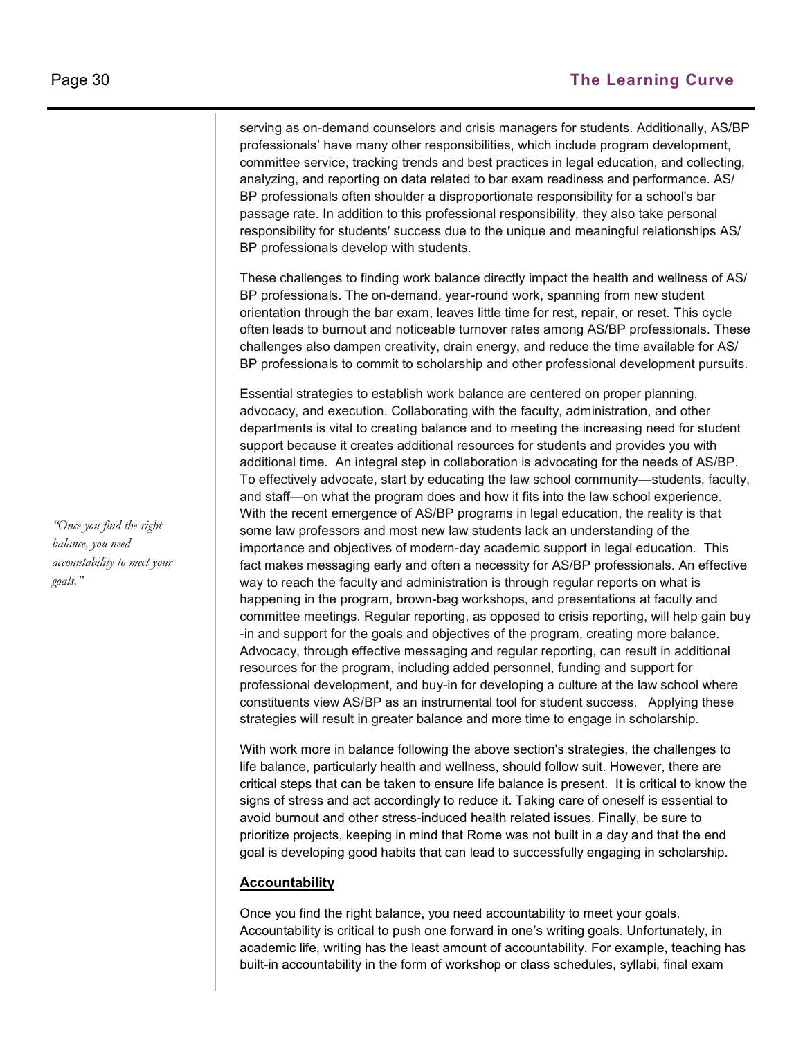serving as on-demand counselors and crisis managers for students. Additionally, AS/BP professionals' have many other responsibilities, which include program development, committee service, tracking trends and best practices in legal education, and collecting, analyzing, and reporting on data related to bar exam readiness and performance. AS/BP professionals often shoulder a disproportionate responsibility for a school's bar passage rate. In addition to this professional responsibility, they also take personal responsibility for students' success due to the unique and meaningful relationships AS/BP professionals develop with students.

These challenges to finding work balance directly impact the health and wellness of AS/BP professionals. The on-demand, year-round work, spanning from new student orientation through the bar exam, leaves little time for rest, repair, or reset. This cycle often leads to burnout and noticeable turnover rates among AS/BP professionals. These challenges also dampen creativity, drain energy, and reduce the time available for AS/BP professionals to commit to scholarship and other professional development pursuits.

Essential strategies to establish work balance are centered on proper planning, advocacy, and execution. Collaborating with the faculty, administration, and other departments is vital to creating balance and to meeting the increasing need for student support because it creates additional resources for students and provides you with additional time. An integral step in collaboration is advocating for the needs of AS/BP. To effectively advocate, start by educating the law school community—students, faculty, and staff—on what the program does and how it fits into the law school experience. With the recent emergence of AS/BP programs in legal education, the reality is that some law professors and most new law students lack an understanding of the importance and objectives of modern-day academic support in legal education. This fact makes messaging early and often a necessity for AS/BP professionals. An effective way to reach the faculty and administration is through regular reports on what is happening in the program, brown-bag workshops, and presentations at faculty and committee meetings. Regular reporting, as opposed to crisis reporting, will help gain buy-in and support for the goals and objectives of the program, creating more balance. Advocacy, through effective messaging and regular reporting, can result in additional resources for the program, including added personnel, funding and support for professional development, and buy-in for developing a culture at the law school where constituents view AS/BP as an instrumental tool for student success. Applying these strategies will result in greater balance and more time to engage in scholarship.

*"Once you find the right balance, you need accountability to meet your goals."*

With work more in balance following the above section's strategies, the challenges to life balance, particularly health and wellness, should follow suit. However, there are critical steps that can be taken to ensure life balance is present. It is critical to know the signs of stress and act accordingly to reduce it. Taking care of oneself is essential to avoid burnout and other stress-induced health related issues. Finally, be sure to prioritize projects, keeping in mind that Rome was not built in a day and that the end goal is developing good habits that can lead to successfully engaging in scholarship.

**Accountability**

Once you find the right balance, you need accountability to meet your goals. Accountability is critical to push one forward in one's writing goals. Unfortunately, in academic life, writing has the least amount of accountability. For example, teaching has built-in accountability in the form of workshop or class schedules, syllabi, final exam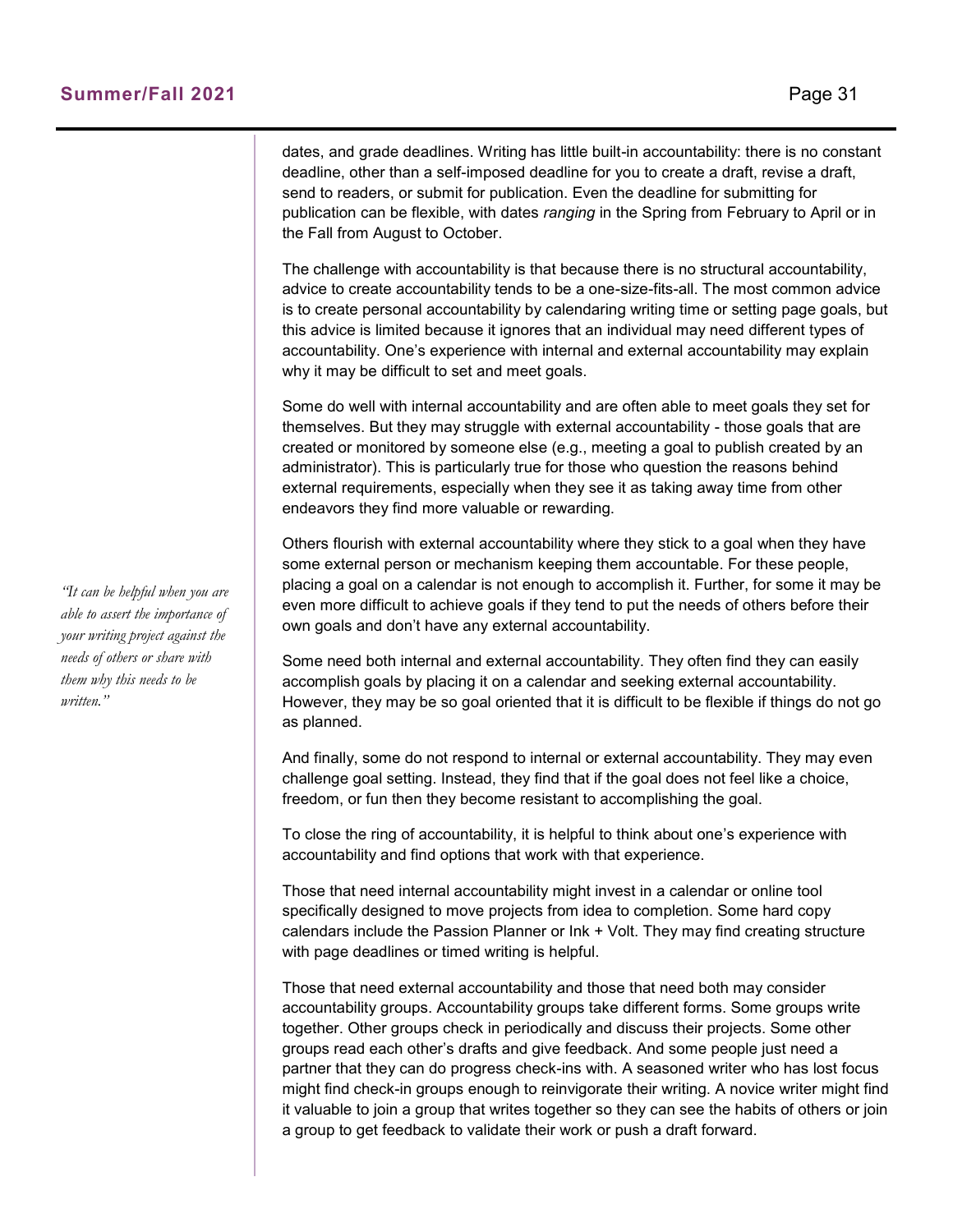dates, and grade deadlines. Writing has little built-in accountability: there is no constant deadline, other than a self-imposed deadline for you to create a draft, revise a draft, send to readers, or submit for publication. Even the deadline for submitting for publication can be flexible, with dates *ranging* in the Spring from February to April or in the Fall from August to October.

The challenge with accountability is that because there is no structural accountability, advice to create accountability tends to be a one-size-fits-all. The most common advice is to create personal accountability by calendaring writing time or setting page goals, but this advice is limited because it ignores that an individual may need different types of accountability. One's experience with internal and external accountability may explain why it may be difficult to set and meet goals.

Some do well with internal accountability and are often able to meet goals they set for themselves. But they may struggle with external accountability - those goals that are created or monitored by someone else (e.g., meeting a goal to publish created by an administrator). This is particularly true for those who question the reasons behind external requirements, especially when they see it as taking away time from other endeavors they find more valuable or rewarding.

Others flourish with external accountability where they stick to a goal when they have some external person or mechanism keeping them accountable. For these people, placing a goal on a calendar is not enough to accomplish it. Further, for some it may be even more difficult to achieve goals if they tend to put the needs of others before their own goals and don't have any external accountability.

*"It can be helpful when you are able to assert the importance of your writing project against the needs of others or share with them why this needs to be written."*

Some need both internal and external accountability. They often find they can easily accomplish goals by placing it on a calendar and seeking external accountability. However, they may be so goal oriented that it is difficult to be flexible if things do not go as planned.

And finally, some do not respond to internal or external accountability. They may even challenge goal setting. Instead, they find that if the goal does not feel like a choice, freedom, or fun then they become resistant to accomplishing the goal.

To close the ring of accountability, it is helpful to think about one's experience with accountability and find options that work with that experience.

Those that need internal accountability might invest in a calendar or online tool specifically designed to move projects from idea to completion. Some hard copy calendars include the Passion Planner or Ink + Volt. They may find creating structure with page deadlines or timed writing is helpful.

Those that need external accountability and those that need both may consider accountability groups. Accountability groups take different forms. Some groups write together. Other groups check in periodically and discuss their projects. Some other groups read each other's drafts and give feedback. And some people just need a partner that they can do progress check-ins with. A seasoned writer who has lost focus might find check-in groups enough to reinvigorate their writing. A novice writer might find it valuable to join a group that writes together so they can see the habits of others or join a group to get feedback to validate their work or push a draft forward.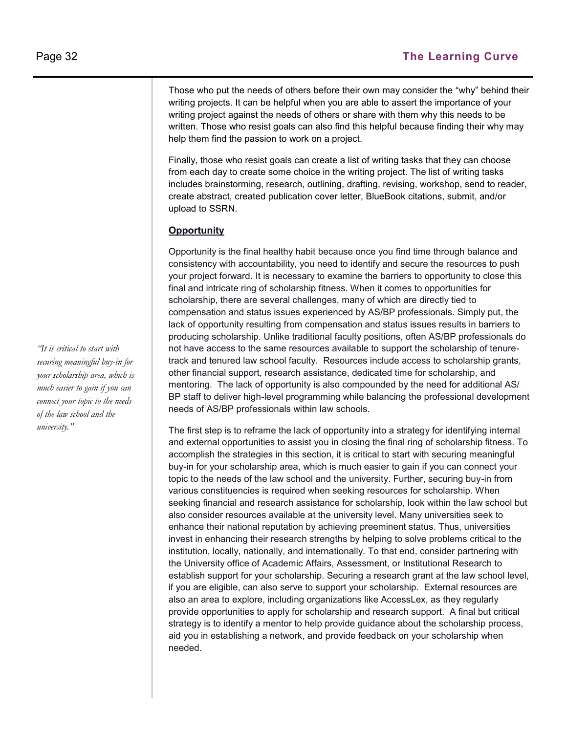Those who put the needs of others before their own may consider the "why" behind their writing projects. It can be helpful when you are able to assert the importance of your writing project against the needs of others or share with them why this needs to be written. Those who resist goals can also find this helpful because finding their why may help them find the passion to work on a project.

Finally, those who resist goals can create a list of writing tasks that they can choose from each day to create some choice in the writing project. The list of writing tasks includes brainstorming, research, outlining, drafting, revising, workshop, send to reader, create abstract, created publication cover letter, BlueBook citations, submit, and/or upload to SSRN.

**Opportunity**

Opportunity is the final healthy habit because once you find time through balance and consistency with accountability, you need to identify and secure the resources to push your project forward. It is necessary to examine the barriers to opportunity to close this final and intricate ring of scholarship fitness. When it comes to opportunities for scholarship, there are several challenges, many of which are directly tied to compensation and status issues experienced by AS/BP professionals. Simply put, the lack of opportunity resulting from compensation and status issues results in barriers to producing scholarship. Unlike traditional faculty positions, often AS/BP professionals do not have access to the same resources available to support the scholarship of tenure-track and tenured law school faculty. Resources include access to scholarship grants, other financial support, research assistance, dedicated time for scholarship, and mentoring. The lack of opportunity is also compounded by the need for additional AS/BP staff to deliver high-level programming while balancing the professional development needs of AS/BP professionals within law schools.

*"It is critical to start with securing meaningful buy-in for your scholarship area, which is much easier to gain if you can connect your topic to the needs of the law school and the university."*

The first step is to reframe the lack of opportunity into a strategy for identifying internal and external opportunities to assist you in closing the final ring of scholarship fitness. To accomplish the strategies in this section, it is critical to start with securing meaningful buy-in for your scholarship area, which is much easier to gain if you can connect your topic to the needs of the law school and the university. Further, securing buy-in from various constituencies is required when seeking resources for scholarship. When seeking financial and research assistance for scholarship, look within the law school but also consider resources available at the university level. Many universities seek to enhance their national reputation by achieving preeminent status. Thus, universities invest in enhancing their research strengths by helping to solve problems critical to the institution, locally, nationally, and internationally. To that end, consider partnering with the University office of Academic Affairs, Assessment, or Institutional Research to establish support for your scholarship. Securing a research grant at the law school level, if you are eligible, can also serve to support your scholarship. External resources are also an area to explore, including organizations like AccessLex, as they regularly provide opportunities to apply for scholarship and research support. A final but critical strategy is to identify a mentor to help provide guidance about the scholarship process, aid you in establishing a network, and provide feedback on your scholarship when needed.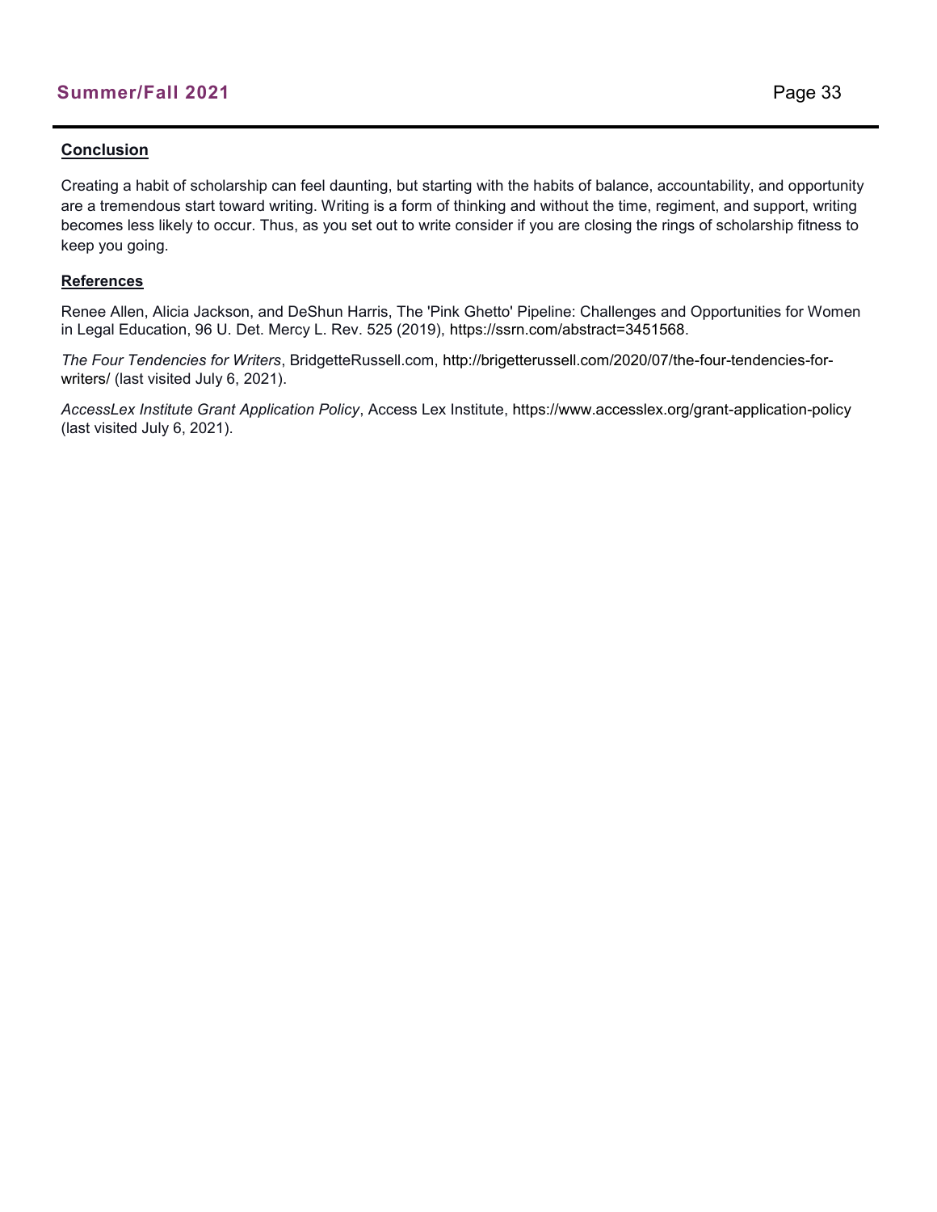**Conclusion**

Creating a habit of scholarship can feel daunting, but starting with the habits of balance, accountability, and opportunity are a tremendous start toward writing. Writing is a form of thinking and without the time, regiment, and support, writing becomes less likely to occur. Thus, as you set out to write consider if you are closing the rings of scholarship fitness to keep you going.

**References**

Renee Allen, Alicia Jackson, and DeShun Harris, The 'Pink Ghetto' Pipeline: Challenges and Opportunities for Women in Legal Education, 96 U. Det. Mercy L. Rev. 525 (2019), https://ssrn.com/abstract=3451568.

*The Four Tendencies for Writers*, BridgetteRussell.com, http://brigetterussell.com/2020/07/the-four-tendencies-for-writers/ (last visited July 6, 2021).

*AccessLex Institute Grant Application Policy*, Access Lex Institute, https://www.accesslex.org/grant-application-policy (last visited July 6, 2021).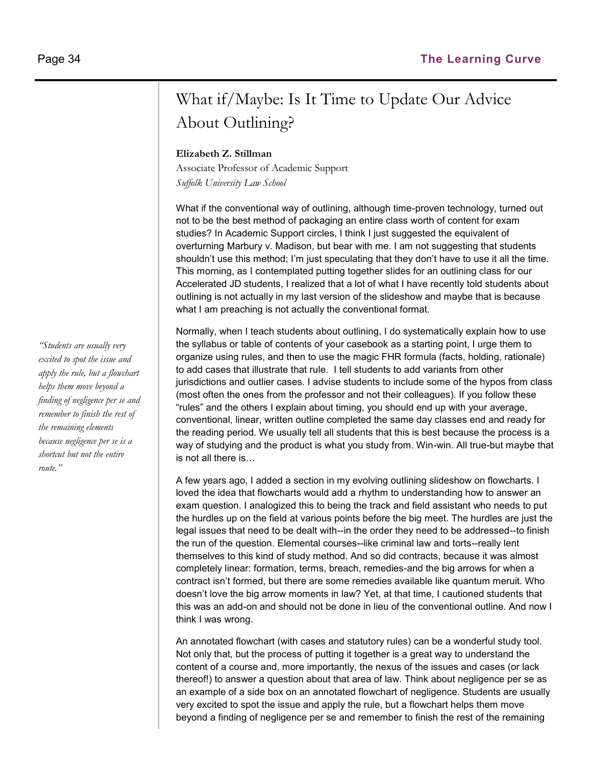# What if/Maybe: Is It Time to Update Our Advice About Outlining?

**Elizabeth Z. Stillman**

Associate Professor of Academic Support

*Suffolk University Law School*

What if the conventional way of outlining, although time-proven technology, turned out not to be the best method of packaging an entire class worth of content for exam studies? In Academic Support circles, I think I just suggested the equivalent of overturning Marbury v. Madison, but bear with me. I am not suggesting that students shouldn't use this method; I'm just speculating that they don't have to use it all the time. This morning, as I contemplated putting together slides for an outlining class for our Accelerated JD students, I realized that a lot of what I have recently told students about outlining is not actually in my last version of the slideshow and maybe that is because what I am preaching is not actually the conventional format.

Normally, when I teach students about outlining, I do systematically explain how to use the syllabus or table of contents of your casebook as a starting point, I urge them to organize using rules, and then to use the magic FHR formula (facts, holding, rationale) to add cases that illustrate that rule. I tell students to add variants from other jurisdictions and outlier cases. I advise students to include some of the hypos from class (most often the ones from the professor and not their colleagues). If you follow these "rules" and the others I explain about timing, you should end up with your average, conventional, linear, written outline completed the same day classes end and ready for the reading period. We usually tell all students that this is best because the process is a way of studying and the product is what you study from. Win-win. All true-but maybe that is not all there is…

A few years ago, I added a section in my evolving outlining slideshow on flowcharts. I loved the idea that flowcharts would add a rhythm to understanding how to answer an exam question. I analogized this to being the track and field assistant who needs to put the hurdles up on the field at various points before the big meet. The hurdles are just the legal issues that need to be dealt with--in the order they need to be addressed--to finish the run of the question. Elemental courses--like criminal law and torts--really lent themselves to this kind of study method. And so did contracts, because it was almost completely linear: formation, terms, breach, remedies-and the big arrows for when a contract isn't formed, but there are some remedies available like quantum meruit. Who doesn't love the big arrow moments in law? Yet, at that time, I cautioned students that this was an add-on and should not be done in lieu of the conventional outline. And now I think I was wrong.

> *"Students are usually very excited to spot the issue and apply the rule, but a flowchart helps them move beyond a finding of negligence per se and remember to finish the rest of the remaining elements because negligence per se is a shortcut but not the entire route."*

An annotated flowchart (with cases and statutory rules) can be a wonderful study tool. Not only that, but the process of putting it together is a great way to understand the content of a course and, more importantly, the nexus of the issues and cases (or lack thereof!) to answer a question about that area of law. Think about negligence per se as an example of a side box on an annotated flowchart of negligence. Students are usually very excited to spot the issue and apply the rule, but a flowchart helps them move beyond a finding of negligence per se and remember to finish the rest of the remaining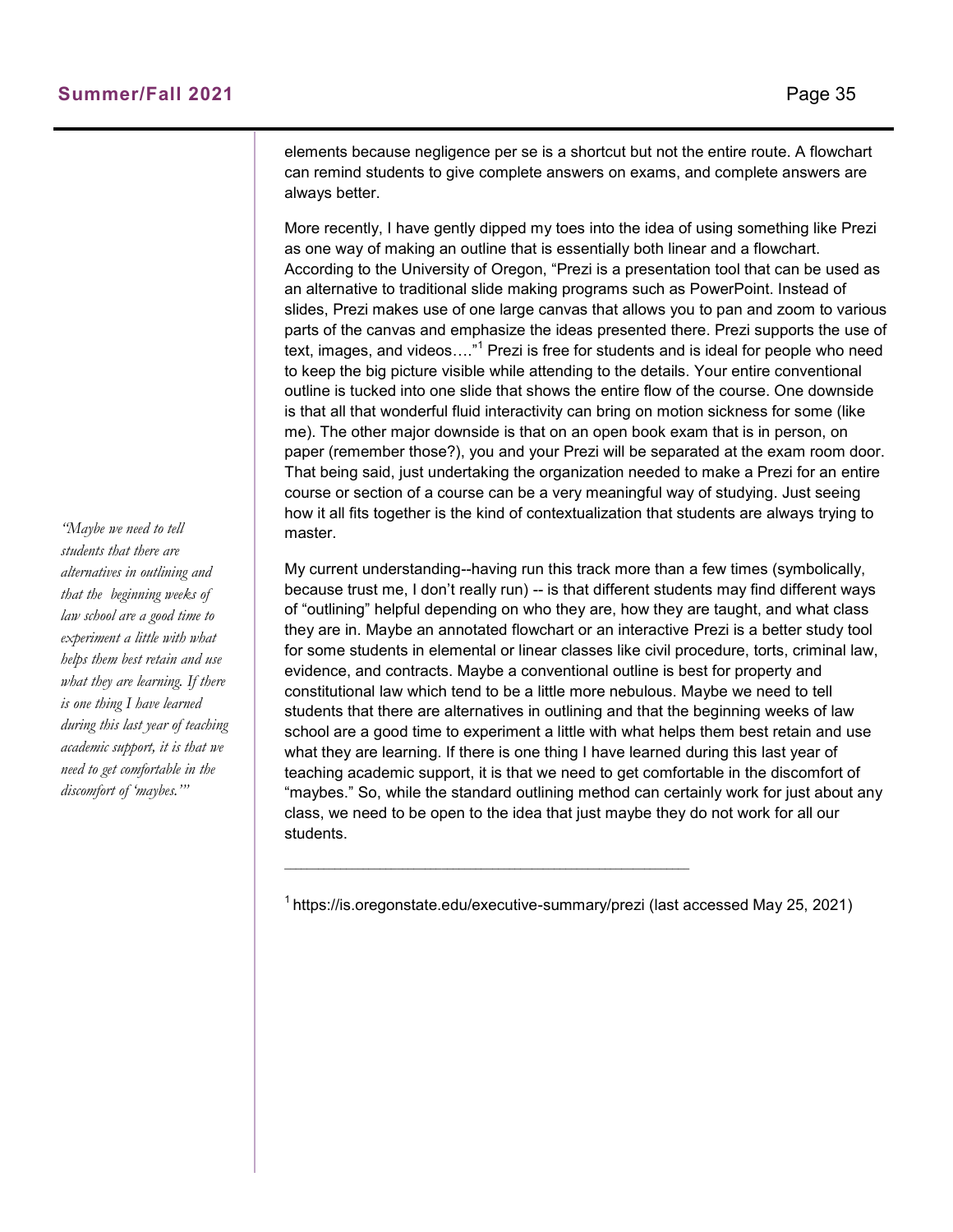elements because negligence per se is a shortcut but not the entire route. A flowchart can remind students to give complete answers on exams, and complete answers are always better.

More recently, I have gently dipped my toes into the idea of using something like Prezi as one way of making an outline that is essentially both linear and a flowchart. According to the University of Oregon, "Prezi is a presentation tool that can be used as an alternative to traditional slide making programs such as PowerPoint. Instead of slides, Prezi makes use of one large canvas that allows you to pan and zoom to various parts of the canvas and emphasize the ideas presented there. Prezi supports the use of text, images, and videos…."[1] Prezi is free for students and is ideal for people who need to keep the big picture visible while attending to the details. Your entire conventional outline is tucked into one slide that shows the entire flow of the course. One downside is that all that wonderful fluid interactivity can bring on motion sickness for some (like me). The other major downside is that on an open book exam that is in person, on paper (remember those?), you and your Prezi will be separated at the exam room door. That being said, just undertaking the organization needed to make a Prezi for an entire course or section of a course can be a very meaningful way of studying. Just seeing how it all fits together is the kind of contextualization that students are always trying to master.

*"Maybe we need to tell students that there are alternatives in outlining and that the beginning weeks of law school are a good time to experiment a little with what helps them best retain and use what they are learning. If there is one thing I have learned during this last year of teaching academic support, it is that we need to get comfortable in the discomfort of 'maybes.'"*

My current understanding--having run this track more than a few times (symbolically, because trust me, I don't really run) -- is that different students may find different ways of "outlining" helpful depending on who they are, how they are taught, and what class they are in. Maybe an annotated flowchart or an interactive Prezi is a better study tool for some students in elemental or linear classes like civil procedure, torts, criminal law, evidence, and contracts. Maybe a conventional outline is best for property and constitutional law which tend to be a little more nebulous. Maybe we need to tell students that there are alternatives in outlining and that the beginning weeks of law school are a good time to experiment a little with what helps them best retain and use what they are learning. If there is one thing I have learned during this last year of teaching academic support, it is that we need to get comfortable in the discomfort of "maybes." So, while the standard outlining method can certainly work for just about any class, we need to be open to the idea that just maybe they do not work for all our students.

---

[1] https://is.oregonstate.edu/executive-summary/prezi (last accessed May 25, 2021)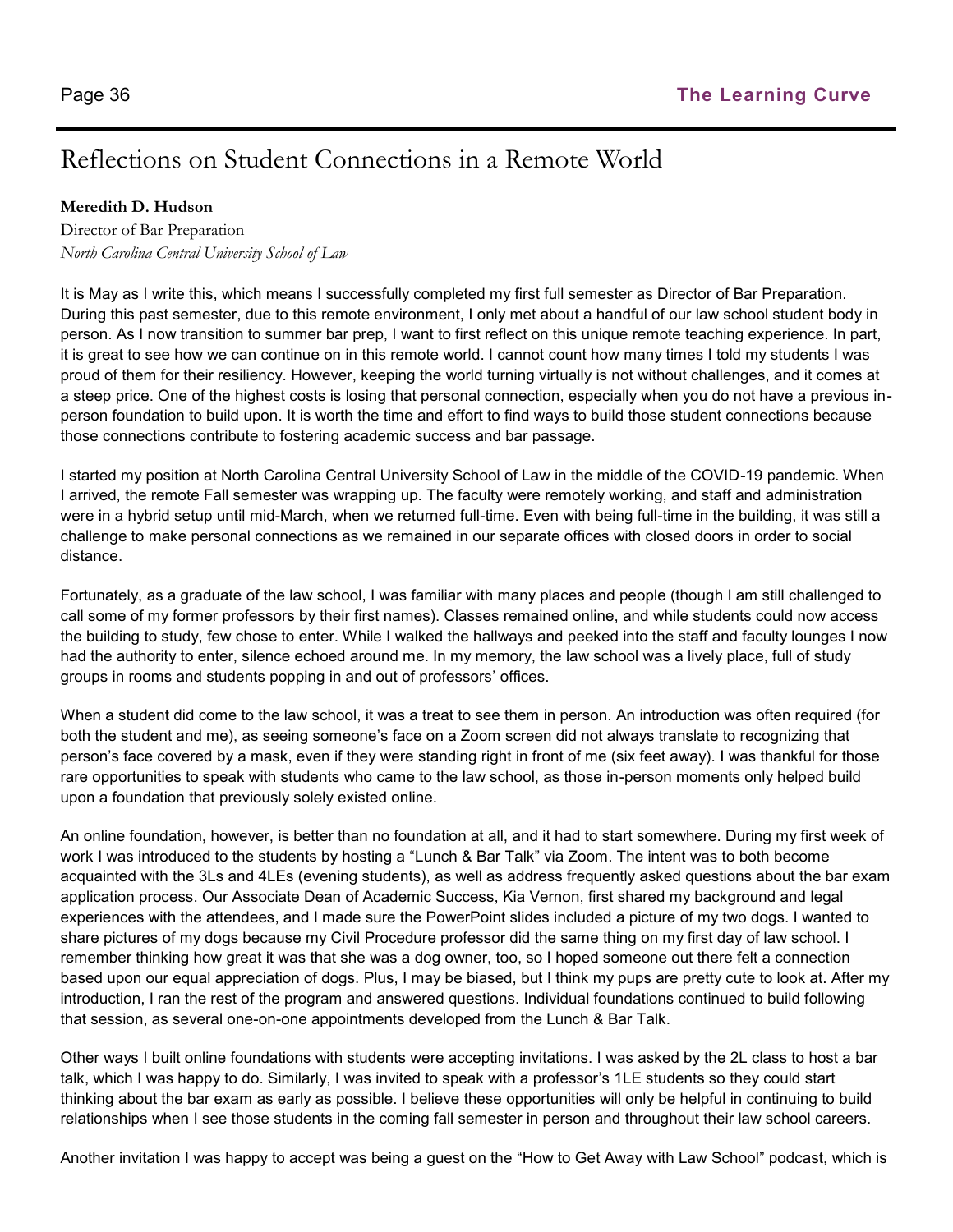# Reflections on Student Connections in a Remote World

**Meredith D. Hudson**
Director of Bar Preparation
*North Carolina Central University School of Law*

It is May as I write this, which means I successfully completed my first full semester as Director of Bar Preparation. During this past semester, due to this remote environment, I only met about a handful of our law school student body in person. As I now transition to summer bar prep, I want to first reflect on this unique remote teaching experience. In part, it is great to see how we can continue on in this remote world. I cannot count how many times I told my students I was proud of them for their resiliency. However, keeping the world turning virtually is not without challenges, and it comes at a steep price. One of the highest costs is losing that personal connection, especially when you do not have a previous in-person foundation to build upon. It is worth the time and effort to find ways to build those student connections because those connections contribute to fostering academic success and bar passage.

I started my position at North Carolina Central University School of Law in the middle of the COVID-19 pandemic. When I arrived, the remote Fall semester was wrapping up. The faculty were remotely working, and staff and administration were in a hybrid setup until mid-March, when we returned full-time. Even with being full-time in the building, it was still a challenge to make personal connections as we remained in our separate offices with closed doors in order to social distance.

Fortunately, as a graduate of the law school, I was familiar with many places and people (though I am still challenged to call some of my former professors by their first names). Classes remained online, and while students could now access the building to study, few chose to enter. While I walked the hallways and peeked into the staff and faculty lounges I now had the authority to enter, silence echoed around me. In my memory, the law school was a lively place, full of study groups in rooms and students popping in and out of professors' offices.

When a student did come to the law school, it was a treat to see them in person. An introduction was often required (for both the student and me), as seeing someone's face on a Zoom screen did not always translate to recognizing that person's face covered by a mask, even if they were standing right in front of me (six feet away). I was thankful for those rare opportunities to speak with students who came to the law school, as those in-person moments only helped build upon a foundation that previously solely existed online.

An online foundation, however, is better than no foundation at all, and it had to start somewhere. During my first week of work I was introduced to the students by hosting a "Lunch & Bar Talk" via Zoom. The intent was to both become acquainted with the 3Ls and 4LEs (evening students), as well as address frequently asked questions about the bar exam application process. Our Associate Dean of Academic Success, Kia Vernon, first shared my background and legal experiences with the attendees, and I made sure the PowerPoint slides included a picture of my two dogs. I wanted to share pictures of my dogs because my Civil Procedure professor did the same thing on my first day of law school. I remember thinking how great it was that she was a dog owner, too, so I hoped someone out there felt a connection based upon our equal appreciation of dogs. Plus, I may be biased, but I think my pups are pretty cute to look at. After my introduction, I ran the rest of the program and answered questions. Individual foundations continued to build following that session, as several one-on-one appointments developed from the Lunch & Bar Talk.

Other ways I built online foundations with students were accepting invitations. I was asked by the 2L class to host a bar talk, which I was happy to do. Similarly, I was invited to speak with a professor's 1LE students so they could start thinking about the bar exam as early as possible. I believe these opportunities will only be helpful in continuing to build relationships when I see those students in the coming fall semester in person and throughout their law school careers.

Another invitation I was happy to accept was being a guest on the "How to Get Away with Law School" podcast, which is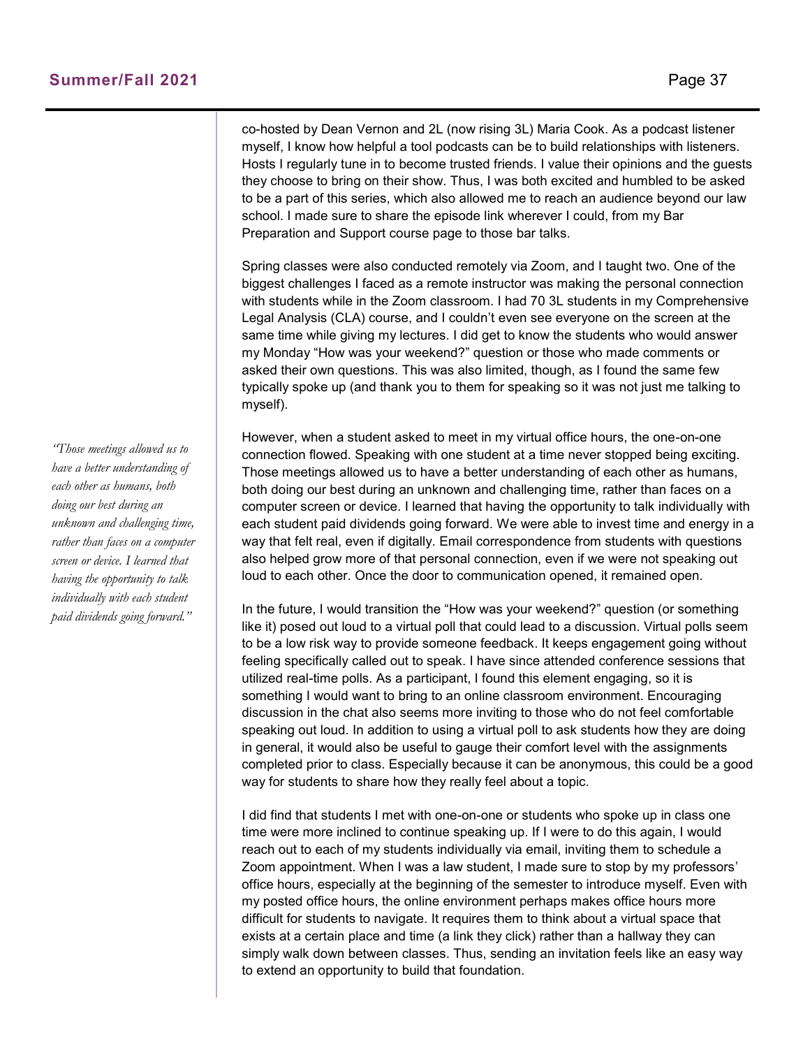co-hosted by Dean Vernon and 2L (now rising 3L) Maria Cook. As a podcast listener myself, I know how helpful a tool podcasts can be to build relationships with listeners. Hosts I regularly tune in to become trusted friends. I value their opinions and the guests they choose to bring on their show. Thus, I was both excited and humbled to be asked to be a part of this series, which also allowed me to reach an audience beyond our law school. I made sure to share the episode link wherever I could, from my Bar Preparation and Support course page to those bar talks.

Spring classes were also conducted remotely via Zoom, and I taught two. One of the biggest challenges I faced as a remote instructor was making the personal connection with students while in the Zoom classroom. I had 70 3L students in my Comprehensive Legal Analysis (CLA) course, and I couldn't even see everyone on the screen at the same time while giving my lectures. I did get to know the students who would answer my Monday "How was your weekend?" question or those who made comments or asked their own questions. This was also limited, though, as I found the same few typically spoke up (and thank you to them for speaking so it was not just me talking to myself).

However, when a student asked to meet in my virtual office hours, the one-on-one connection flowed. Speaking with one student at a time never stopped being exciting. Those meetings allowed us to have a better understanding of each other as humans, both doing our best during an unknown and challenging time, rather than faces on a computer screen or device. I learned that having the opportunity to talk individually with each student paid dividends going forward. We were able to invest time and energy in a way that felt real, even if digitally. Email correspondence from students with questions also helped grow more of that personal connection, even if we were not speaking out loud to each other. Once the door to communication opened, it remained open.

> *"Those meetings allowed us to have a better understanding of each other as humans, both doing our best during an unknown and challenging time, rather than faces on a computer screen or device. I learned that having the opportunity to talk individually with each student paid dividends going forward."*

In the future, I would transition the "How was your weekend?" question (or something like it) posed out loud to a virtual poll that could lead to a discussion. Virtual polls seem to be a low risk way to provide someone feedback. It keeps engagement going without feeling specifically called out to speak. I have since attended conference sessions that utilized real-time polls. As a participant, I found this element engaging, so it is something I would want to bring to an online classroom environment. Encouraging discussion in the chat also seems more inviting to those who do not feel comfortable speaking out loud. In addition to using a virtual poll to ask students how they are doing in general, it would also be useful to gauge their comfort level with the assignments completed prior to class. Especially because it can be anonymous, this could be a good way for students to share how they really feel about a topic.

I did find that students I met with one-on-one or students who spoke up in class one time were more inclined to continue speaking up. If I were to do this again, I would reach out to each of my students individually via email, inviting them to schedule a Zoom appointment. When I was a law student, I made sure to stop by my professors' office hours, especially at the beginning of the semester to introduce myself. Even with my posted office hours, the online environment perhaps makes office hours more difficult for students to navigate. It requires them to think about a virtual space that exists at a certain place and time (a link they click) rather than a hallway they can simply walk down between classes. Thus, sending an invitation feels like an easy way to extend an opportunity to build that foundation.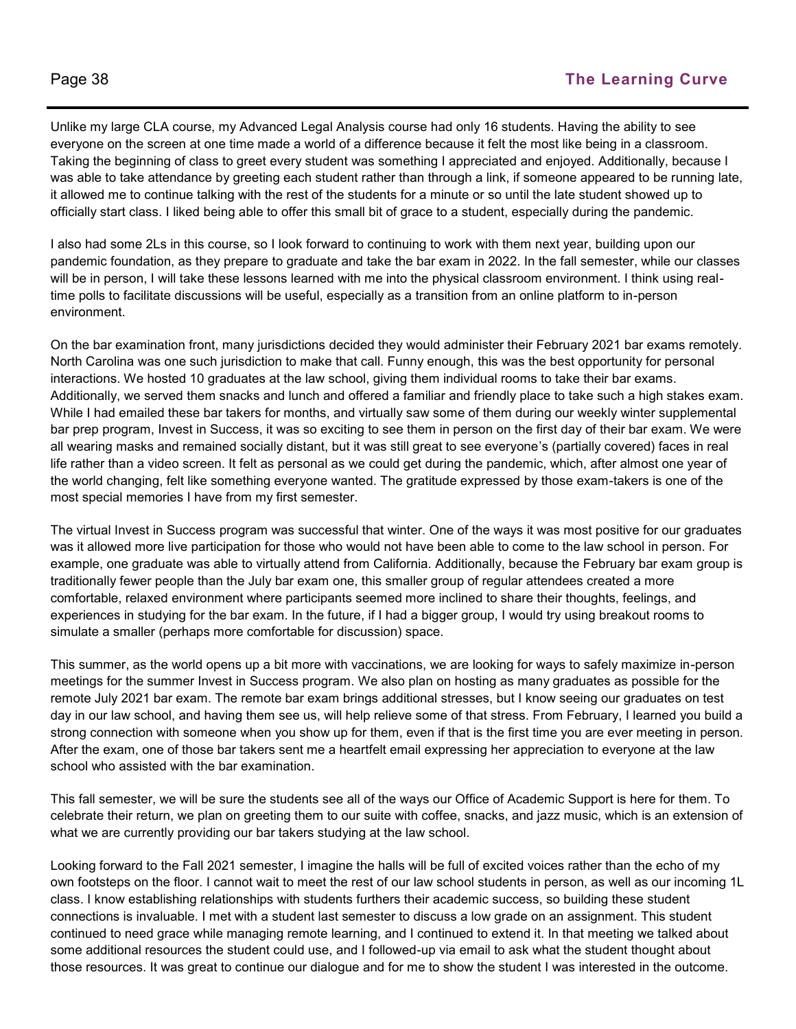Unlike my large CLA course, my Advanced Legal Analysis course had only 16 students. Having the ability to see everyone on the screen at one time made a world of a difference because it felt the most like being in a classroom. Taking the beginning of class to greet every student was something I appreciated and enjoyed. Additionally, because I was able to take attendance by greeting each student rather than through a link, if someone appeared to be running late, it allowed me to continue talking with the rest of the students for a minute or so until the late student showed up to officially start class. I liked being able to offer this small bit of grace to a student, especially during the pandemic.

I also had some 2Ls in this course, so I look forward to continuing to work with them next year, building upon our pandemic foundation, as they prepare to graduate and take the bar exam in 2022. In the fall semester, while our classes will be in person, I will take these lessons learned with me into the physical classroom environment. I think using real-time polls to facilitate discussions will be useful, especially as a transition from an online platform to in-person environment.

On the bar examination front, many jurisdictions decided they would administer their February 2021 bar exams remotely. North Carolina was one such jurisdiction to make that call. Funny enough, this was the best opportunity for personal interactions. We hosted 10 graduates at the law school, giving them individual rooms to take their bar exams. Additionally, we served them snacks and lunch and offered a familiar and friendly place to take such a high stakes exam. While I had emailed these bar takers for months, and virtually saw some of them during our weekly winter supplemental bar prep program, Invest in Success, it was so exciting to see them in person on the first day of their bar exam. We were all wearing masks and remained socially distant, but it was still great to see everyone's (partially covered) faces in real life rather than a video screen. It felt as personal as we could get during the pandemic, which, after almost one year of the world changing, felt like something everyone wanted. The gratitude expressed by those exam-takers is one of the most special memories I have from my first semester.

The virtual Invest in Success program was successful that winter. One of the ways it was most positive for our graduates was it allowed more live participation for those who would not have been able to come to the law school in person. For example, one graduate was able to virtually attend from California. Additionally, because the February bar exam group is traditionally fewer people than the July bar exam one, this smaller group of regular attendees created a more comfortable, relaxed environment where participants seemed more inclined to share their thoughts, feelings, and experiences in studying for the bar exam. In the future, if I had a bigger group, I would try using breakout rooms to simulate a smaller (perhaps more comfortable for discussion) space.

This summer, as the world opens up a bit more with vaccinations, we are looking for ways to safely maximize in-person meetings for the summer Invest in Success program. We also plan on hosting as many graduates as possible for the remote July 2021 bar exam. The remote bar exam brings additional stresses, but I know seeing our graduates on test day in our law school, and having them see us, will help relieve some of that stress. From February, I learned you build a strong connection with someone when you show up for them, even if that is the first time you are ever meeting in person. After the exam, one of those bar takers sent me a heartfelt email expressing her appreciation to everyone at the law school who assisted with the bar examination.

This fall semester, we will be sure the students see all of the ways our Office of Academic Support is here for them. To celebrate their return, we plan on greeting them to our suite with coffee, snacks, and jazz music, which is an extension of what we are currently providing our bar takers studying at the law school.

Looking forward to the Fall 2021 semester, I imagine the halls will be full of excited voices rather than the echo of my own footsteps on the floor. I cannot wait to meet the rest of our law school students in person, as well as our incoming 1L class. I know establishing relationships with students furthers their academic success, so building these student connections is invaluable. I met with a student last semester to discuss a low grade on an assignment. This student continued to need grace while managing remote learning, and I continued to extend it. In that meeting we talked about some additional resources the student could use, and I followed-up via email to ask what the student thought about those resources. It was great to continue our dialogue and for me to show the student I was interested in the outcome.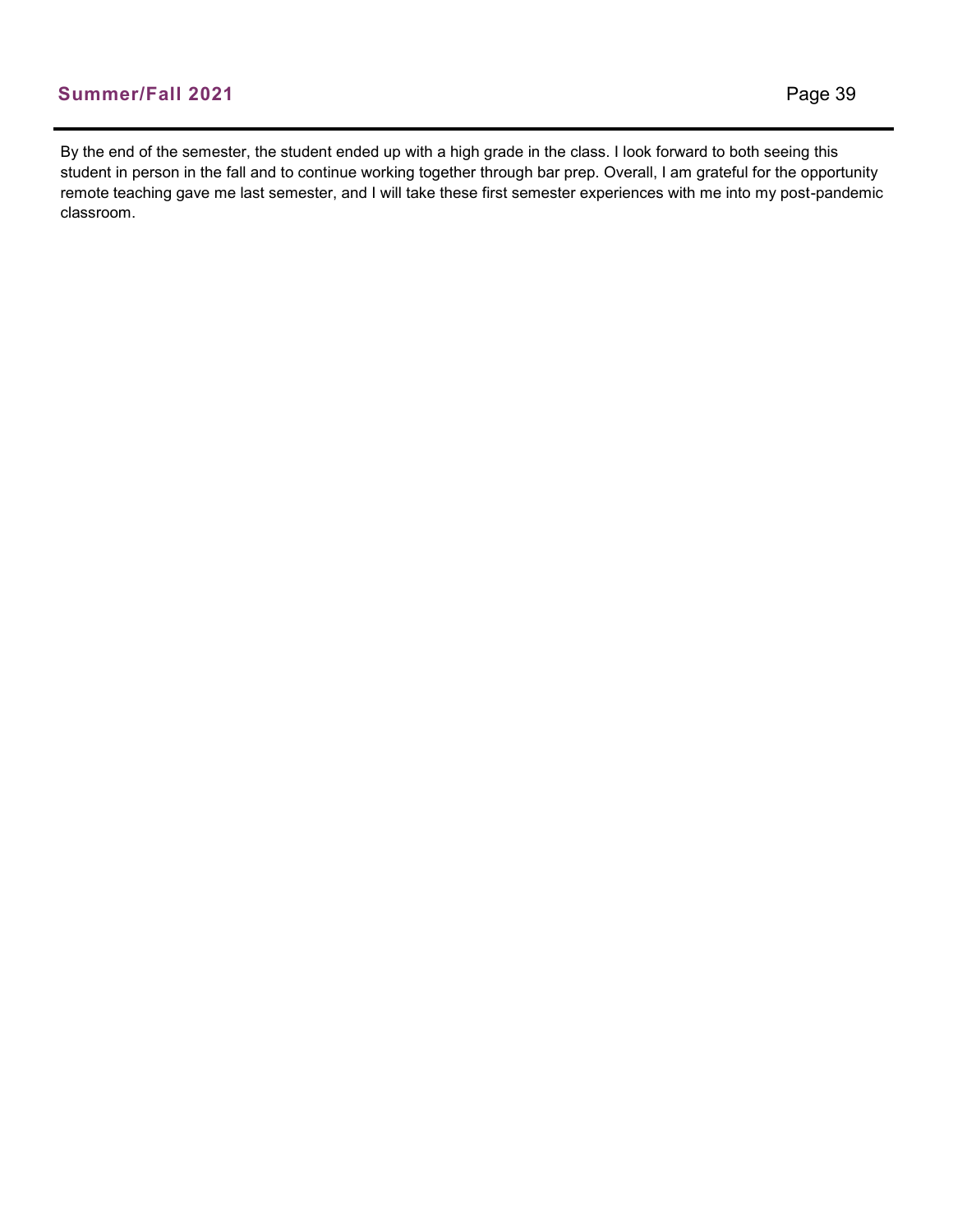By the end of the semester, the student ended up with a high grade in the class. I look forward to both seeing this student in person in the fall and to continue working together through bar prep. Overall, I am grateful for the opportunity remote teaching gave me last semester, and I will take these first semester experiences with me into my post-pandemic classroom.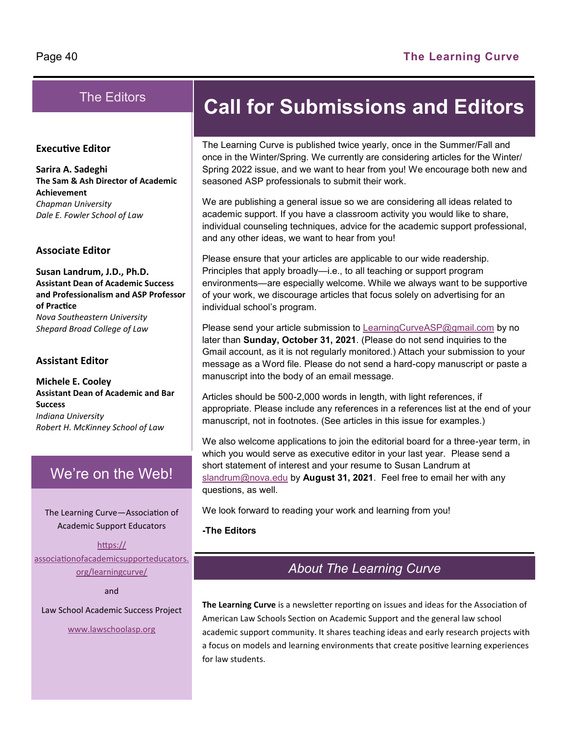## The Editors

**Executive Editor**

**Sarira A. Sadeghi**
**The Sam & Ash Director of Academic Achievement**
*Chapman University*
*Dale E. Fowler School of Law*

**Associate Editor**

**Susan Landrum, J.D., Ph.D.**
**Assistant Dean of Academic Success and Professionalism and ASP Professor of Practice**
*Nova Southeastern University*
*Shepard Broad College of Law*

**Assistant Editor**

**Michele E. Cooley**
**Assistant Dean of Academic and Bar Success**
*Indiana University*
*Robert H. McKinney School of Law*

## We're on the Web!

The Learning Curve—Association of Academic Support Educators

https://associationofacademicsupporteducators.org/learningcurve/

and

Law School Academic Success Project

www.lawschoolasp.org

# Call for Submissions and Editors

The Learning Curve is published twice yearly, once in the Summer/Fall and once in the Winter/Spring. We currently are considering articles for the Winter/Spring 2022 issue, and we want to hear from you! We encourage both new and seasoned ASP professionals to submit their work.

We are publishing a general issue so we are considering all ideas related to academic support. If you have a classroom activity you would like to share, individual counseling techniques, advice for the academic support professional, and any other ideas, we want to hear from you!

Please ensure that your articles are applicable to our wide readership. Principles that apply broadly—i.e., to all teaching or support program environments—are especially welcome. While we always want to be supportive of your work, we discourage articles that focus solely on advertising for an individual school's program.

Please send your article submission to LearningCurveASP@gmail.com by no later than **Sunday, October 31, 2021**. (Please do not send inquiries to the Gmail account, as it is not regularly monitored.) Attach your submission to your message as a Word file. Please do not send a hard-copy manuscript or paste a manuscript into the body of an email message.

Articles should be 500-2,000 words in length, with light references, if appropriate. Please include any references in a references list at the end of your manuscript, not in footnotes. (See articles in this issue for examples.)

We also welcome applications to join the editorial board for a three-year term, in which you would serve as executive editor in your last year. Please send a short statement of interest and your resume to Susan Landrum at slandrum@nova.edu by **August 31, 2021**. Feel free to email her with any questions, as well.

We look forward to reading your work and learning from you!

**-The Editors**

## *About The Learning Curve*

**The Learning Curve** is a newsletter reporting on issues and ideas for the Association of American Law Schools Section on Academic Support and the general law school academic support community. It shares teaching ideas and early research projects with a focus on models and learning environments that create positive learning experiences for law students.